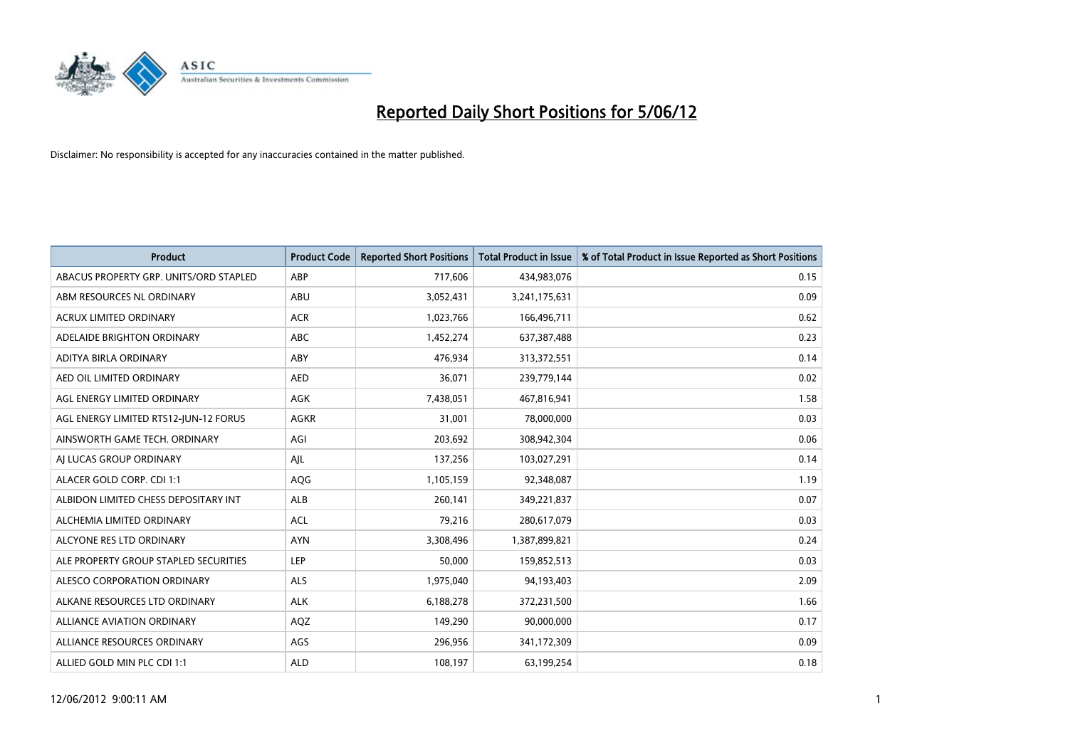# Reported Daily Short Positions for 5/06/12

Disclaimer: No responsibility is accepted for any inaccuracies contained in the matter published.

| Product | Product Code | Reported Short Positions | Total Product in Issue | % of Total Product in Issue Reported as Short Positions |
|---|---|---|---|---|
| ABACUS PROPERTY GRP. UNITS/ORD STAPLED | ABP | 717,606 | 434,983,076 | 0.15 |
| ABM RESOURCES NL ORDINARY | ABU | 3,052,431 | 3,241,175,631 | 0.09 |
| ACRUX LIMITED ORDINARY | ACR | 1,023,766 | 166,496,711 | 0.62 |
| ADELAIDE BRIGHTON ORDINARY | ABC | 1,452,274 | 637,387,488 | 0.23 |
| ADITYA BIRLA ORDINARY | ABY | 476,934 | 313,372,551 | 0.14 |
| AED OIL LIMITED ORDINARY | AED | 36,071 | 239,779,144 | 0.02 |
| AGL ENERGY LIMITED ORDINARY | AGK | 7,438,051 | 467,816,941 | 1.58 |
| AGL ENERGY LIMITED RTS12-JUN-12 FORUS | AGKR | 31,001 | 78,000,000 | 0.03 |
| AINSWORTH GAME TECH. ORDINARY | AGI | 203,692 | 308,942,304 | 0.06 |
| AJ LUCAS GROUP ORDINARY | AJL | 137,256 | 103,027,291 | 0.14 |
| ALACER GOLD CORP. CDI 1:1 | AQG | 1,105,159 | 92,348,087 | 1.19 |
| ALBIDON LIMITED CHESS DEPOSITARY INT | ALB | 260,141 | 349,221,837 | 0.07 |
| ALCHEMIA LIMITED ORDINARY | ACL | 79,216 | 280,617,079 | 0.03 |
| ALCYONE RES LTD ORDINARY | AYN | 3,308,496 | 1,387,899,821 | 0.24 |
| ALE PROPERTY GROUP STAPLED SECURITIES | LEP | 50,000 | 159,852,513 | 0.03 |
| ALESCO CORPORATION ORDINARY | ALS | 1,975,040 | 94,193,403 | 2.09 |
| ALKANE RESOURCES LTD ORDINARY | ALK | 6,188,278 | 372,231,500 | 1.66 |
| ALLIANCE AVIATION ORDINARY | AQZ | 149,290 | 90,000,000 | 0.17 |
| ALLIANCE RESOURCES ORDINARY | AGS | 296,956 | 341,172,309 | 0.09 |
| ALLIED GOLD MIN PLC CDI 1:1 | ALD | 108,197 | 63,199,254 | 0.18 |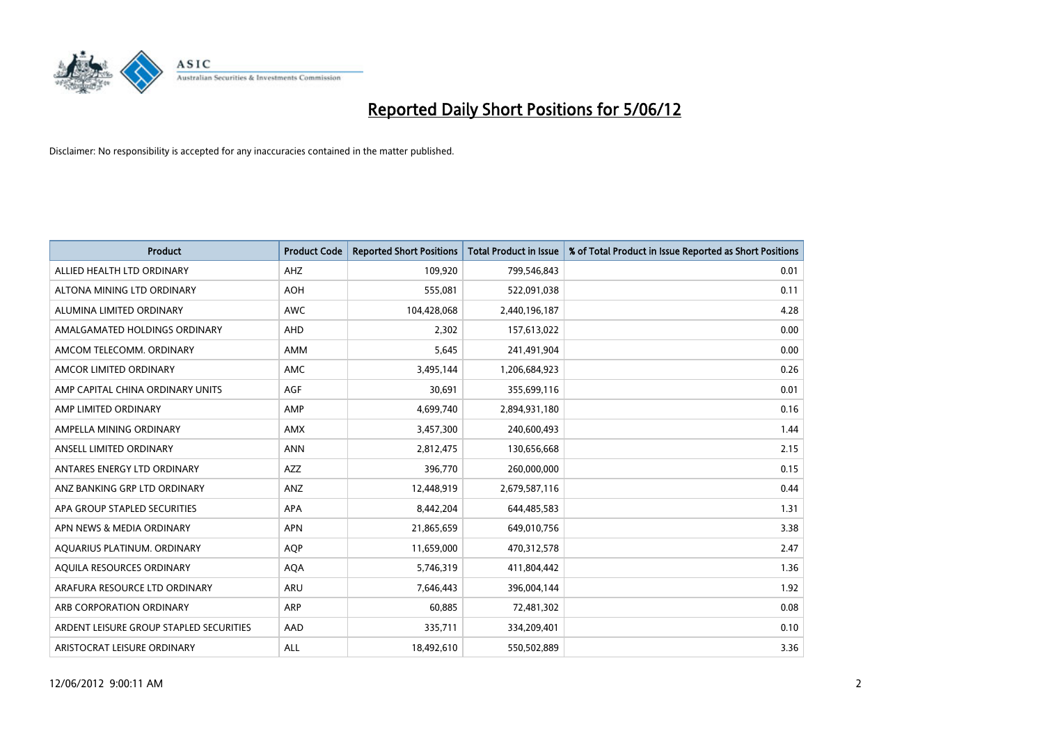# Reported Daily Short Positions for 5/06/12

Disclaimer: No responsibility is accepted for any inaccuracies contained in the matter published.

| Product | Product Code | Reported Short Positions | Total Product in Issue | % of Total Product in Issue Reported as Short Positions |
| --- | --- | --- | --- | --- |
| ALLIED HEALTH LTD ORDINARY | AHZ | 109,920 | 799,546,843 | 0.01 |
| ALTONA MINING LTD ORDINARY | AOH | 555,081 | 522,091,038 | 0.11 |
| ALUMINA LIMITED ORDINARY | AWC | 104,428,068 | 2,440,196,187 | 4.28 |
| AMALGAMATED HOLDINGS ORDINARY | AHD | 2,302 | 157,613,022 | 0.00 |
| AMCOM TELECOMM. ORDINARY | AMM | 5,645 | 241,491,904 | 0.00 |
| AMCOR LIMITED ORDINARY | AMC | 3,495,144 | 1,206,684,923 | 0.26 |
| AMP CAPITAL CHINA ORDINARY UNITS | AGF | 30,691 | 355,699,116 | 0.01 |
| AMP LIMITED ORDINARY | AMP | 4,699,740 | 2,894,931,180 | 0.16 |
| AMPELLA MINING ORDINARY | AMX | 3,457,300 | 240,600,493 | 1.44 |
| ANSELL LIMITED ORDINARY | ANN | 2,812,475 | 130,656,668 | 2.15 |
| ANTARES ENERGY LTD ORDINARY | AZZ | 396,770 | 260,000,000 | 0.15 |
| ANZ BANKING GRP LTD ORDINARY | ANZ | 12,448,919 | 2,679,587,116 | 0.44 |
| APA GROUP STAPLED SECURITIES | APA | 8,442,204 | 644,485,583 | 1.31 |
| APN NEWS & MEDIA ORDINARY | APN | 21,865,659 | 649,010,756 | 3.38 |
| AQUARIUS PLATINUM. ORDINARY | AQP | 11,659,000 | 470,312,578 | 2.47 |
| AQUILA RESOURCES ORDINARY | AQA | 5,746,319 | 411,804,442 | 1.36 |
| ARAFURA RESOURCE LTD ORDINARY | ARU | 7,646,443 | 396,004,144 | 1.92 |
| ARB CORPORATION ORDINARY | ARP | 60,885 | 72,481,302 | 0.08 |
| ARDENT LEISURE GROUP STAPLED SECURITIES | AAD | 335,711 | 334,209,401 | 0.10 |
| ARISTOCRAT LEISURE ORDINARY | ALL | 18,492,610 | 550,502,889 | 3.36 |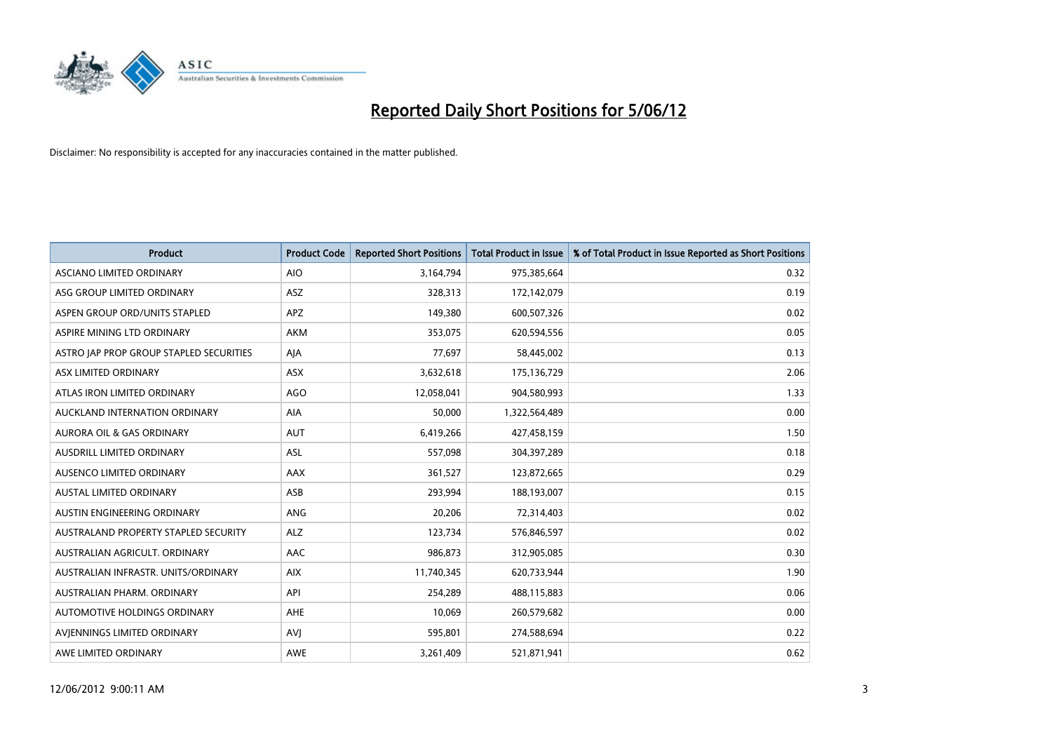# Reported Daily Short Positions for 5/06/12

Disclaimer: No responsibility is accepted for any inaccuracies contained in the matter published.

| Product | Product Code | Reported Short Positions | Total Product in Issue | % of Total Product in Issue Reported as Short Positions |
|---|---|---|---|---|
| ASCIANO LIMITED ORDINARY | AIO | 3,164,794 | 975,385,664 | 0.32 |
| ASG GROUP LIMITED ORDINARY | ASZ | 328,313 | 172,142,079 | 0.19 |
| ASPEN GROUP ORD/UNITS STAPLED | APZ | 149,380 | 600,507,326 | 0.02 |
| ASPIRE MINING LTD ORDINARY | AKM | 353,075 | 620,594,556 | 0.05 |
| ASTRO JAP PROP GROUP STAPLED SECURITIES | AJA | 77,697 | 58,445,002 | 0.13 |
| ASX LIMITED ORDINARY | ASX | 3,632,618 | 175,136,729 | 2.06 |
| ATLAS IRON LIMITED ORDINARY | AGO | 12,058,041 | 904,580,993 | 1.33 |
| AUCKLAND INTERNATION ORDINARY | AIA | 50,000 | 1,322,564,489 | 0.00 |
| AURORA OIL & GAS ORDINARY | AUT | 6,419,266 | 427,458,159 | 1.50 |
| AUSDRILL LIMITED ORDINARY | ASL | 557,098 | 304,397,289 | 0.18 |
| AUSENCO LIMITED ORDINARY | AAX | 361,527 | 123,872,665 | 0.29 |
| AUSTAL LIMITED ORDINARY | ASB | 293,994 | 188,193,007 | 0.15 |
| AUSTIN ENGINEERING ORDINARY | ANG | 20,206 | 72,314,403 | 0.02 |
| AUSTRALAND PROPERTY STAPLED SECURITY | ALZ | 123,734 | 576,846,597 | 0.02 |
| AUSTRALIAN AGRICULT. ORDINARY | AAC | 986,873 | 312,905,085 | 0.30 |
| AUSTRALIAN INFRASTR. UNITS/ORDINARY | AIX | 11,740,345 | 620,733,944 | 1.90 |
| AUSTRALIAN PHARM. ORDINARY | API | 254,289 | 488,115,883 | 0.06 |
| AUTOMOTIVE HOLDINGS ORDINARY | AHE | 10,069 | 260,579,682 | 0.00 |
| AVJENNINGS LIMITED ORDINARY | AVJ | 595,801 | 274,588,694 | 0.22 |
| AWE LIMITED ORDINARY | AWE | 3,261,409 | 521,871,941 | 0.62 |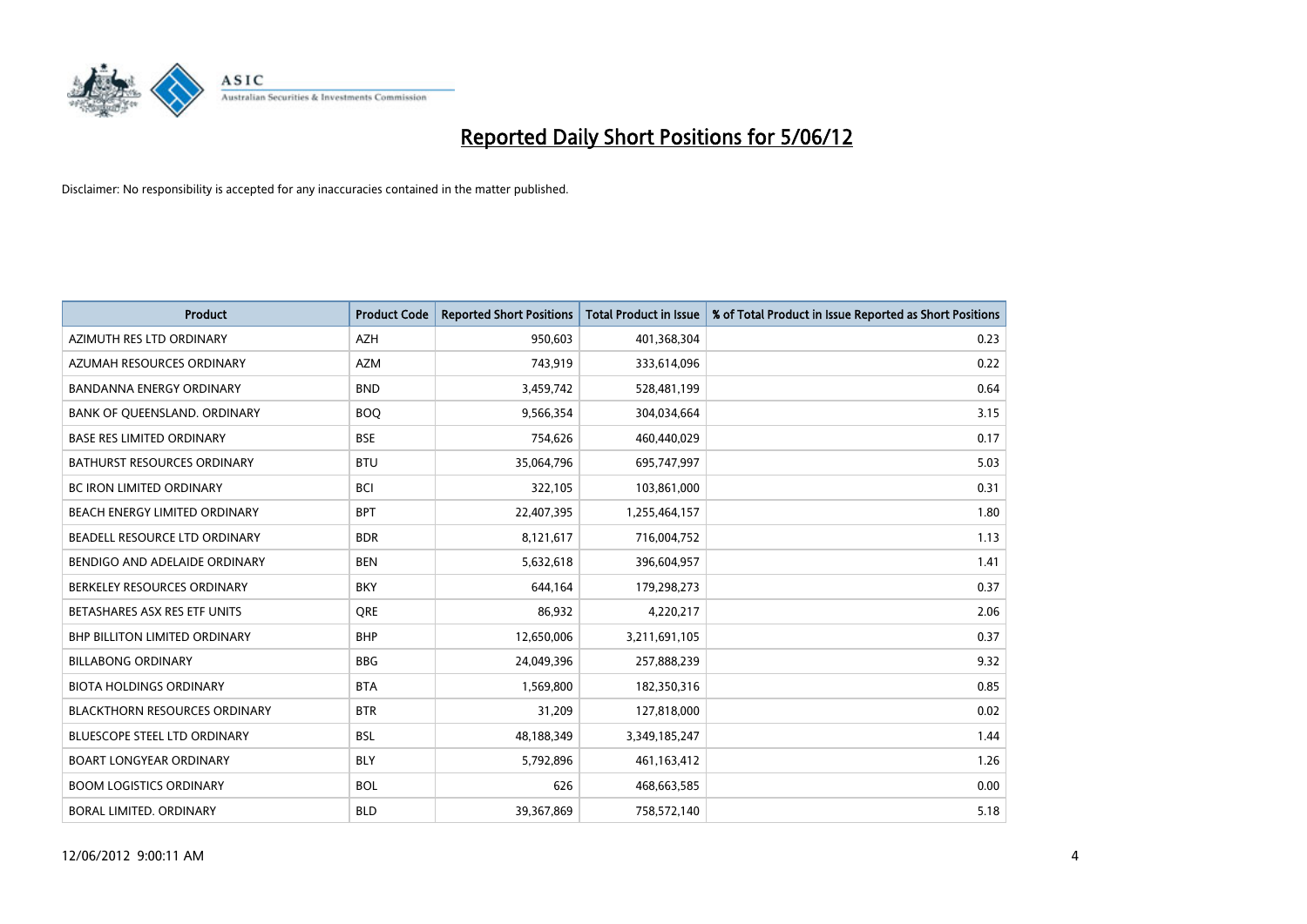# Reported Daily Short Positions for 5/06/12

Disclaimer: No responsibility is accepted for any inaccuracies contained in the matter published.

| Product | Product Code | Reported Short Positions | Total Product in Issue | % of Total Product in Issue Reported as Short Positions |
|---|---|---|---|---|
| AZIMUTH RES LTD ORDINARY | AZH | 950,603 | 401,368,304 | 0.23 |
| AZUMAH RESOURCES ORDINARY | AZM | 743,919 | 333,614,096 | 0.22 |
| BANDANNA ENERGY ORDINARY | BND | 3,459,742 | 528,481,199 | 0.64 |
| BANK OF QUEENSLAND. ORDINARY | BOQ | 9,566,354 | 304,034,664 | 3.15 |
| BASE RES LIMITED ORDINARY | BSE | 754,626 | 460,440,029 | 0.17 |
| BATHURST RESOURCES ORDINARY | BTU | 35,064,796 | 695,747,997 | 5.03 |
| BC IRON LIMITED ORDINARY | BCI | 322,105 | 103,861,000 | 0.31 |
| BEACH ENERGY LIMITED ORDINARY | BPT | 22,407,395 | 1,255,464,157 | 1.80 |
| BEADELL RESOURCE LTD ORDINARY | BDR | 8,121,617 | 716,004,752 | 1.13 |
| BENDIGO AND ADELAIDE ORDINARY | BEN | 5,632,618 | 396,604,957 | 1.41 |
| BERKELEY RESOURCES ORDINARY | BKY | 644,164 | 179,298,273 | 0.37 |
| BETASHARES ASX RES ETF UNITS | QRE | 86,932 | 4,220,217 | 2.06 |
| BHP BILLITON LIMITED ORDINARY | BHP | 12,650,006 | 3,211,691,105 | 0.37 |
| BILLABONG ORDINARY | BBG | 24,049,396 | 257,888,239 | 9.32 |
| BIOTA HOLDINGS ORDINARY | BTA | 1,569,800 | 182,350,316 | 0.85 |
| BLACKTHORN RESOURCES ORDINARY | BTR | 31,209 | 127,818,000 | 0.02 |
| BLUESCOPE STEEL LTD ORDINARY | BSL | 48,188,349 | 3,349,185,247 | 1.44 |
| BOART LONGYEAR ORDINARY | BLY | 5,792,896 | 461,163,412 | 1.26 |
| BOOM LOGISTICS ORDINARY | BOL | 626 | 468,663,585 | 0.00 |
| BORAL LIMITED. ORDINARY | BLD | 39,367,869 | 758,572,140 | 5.18 |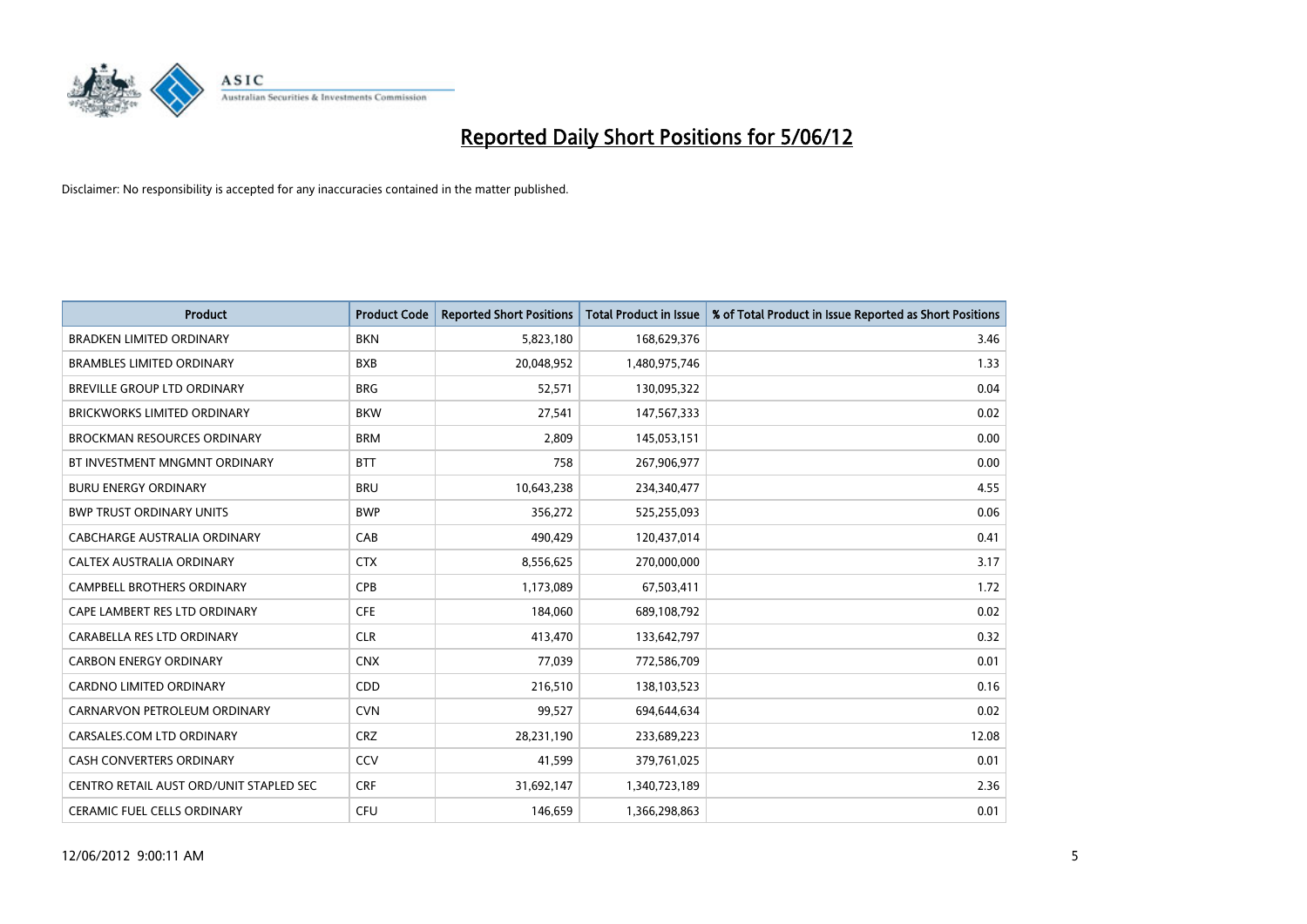# Reported Daily Short Positions for 5/06/12

Disclaimer: No responsibility is accepted for any inaccuracies contained in the matter published.

| Product | Product Code | Reported Short Positions | Total Product in Issue | % of Total Product in Issue Reported as Short Positions |
|---|---|---|---|---|
| BRADKEN LIMITED ORDINARY | BKN | 5,823,180 | 168,629,376 | 3.46 |
| BRAMBLES LIMITED ORDINARY | BXB | 20,048,952 | 1,480,975,746 | 1.33 |
| BREVILLE GROUP LTD ORDINARY | BRG | 52,571 | 130,095,322 | 0.04 |
| BRICKWORKS LIMITED ORDINARY | BKW | 27,541 | 147,567,333 | 0.02 |
| BROCKMAN RESOURCES ORDINARY | BRM | 2,809 | 145,053,151 | 0.00 |
| BT INVESTMENT MNGMNT ORDINARY | BTT | 758 | 267,906,977 | 0.00 |
| BURU ENERGY ORDINARY | BRU | 10,643,238 | 234,340,477 | 4.55 |
| BWP TRUST ORDINARY UNITS | BWP | 356,272 | 525,255,093 | 0.06 |
| CABCHARGE AUSTRALIA ORDINARY | CAB | 490,429 | 120,437,014 | 0.41 |
| CALTEX AUSTRALIA ORDINARY | CTX | 8,556,625 | 270,000,000 | 3.17 |
| CAMPBELL BROTHERS ORDINARY | CPB | 1,173,089 | 67,503,411 | 1.72 |
| CAPE LAMBERT RES LTD ORDINARY | CFE | 184,060 | 689,108,792 | 0.02 |
| CARABELLA RES LTD ORDINARY | CLR | 413,470 | 133,642,797 | 0.32 |
| CARBON ENERGY ORDINARY | CNX | 77,039 | 772,586,709 | 0.01 |
| CARDNO LIMITED ORDINARY | CDD | 216,510 | 138,103,523 | 0.16 |
| CARNARVON PETROLEUM ORDINARY | CVN | 99,527 | 694,644,634 | 0.02 |
| CARSALES.COM LTD ORDINARY | CRZ | 28,231,190 | 233,689,223 | 12.08 |
| CASH CONVERTERS ORDINARY | CCV | 41,599 | 379,761,025 | 0.01 |
| CENTRO RETAIL AUST ORD/UNIT STAPLED SEC | CRF | 31,692,147 | 1,340,723,189 | 2.36 |
| CERAMIC FUEL CELLS ORDINARY | CFU | 146,659 | 1,366,298,863 | 0.01 |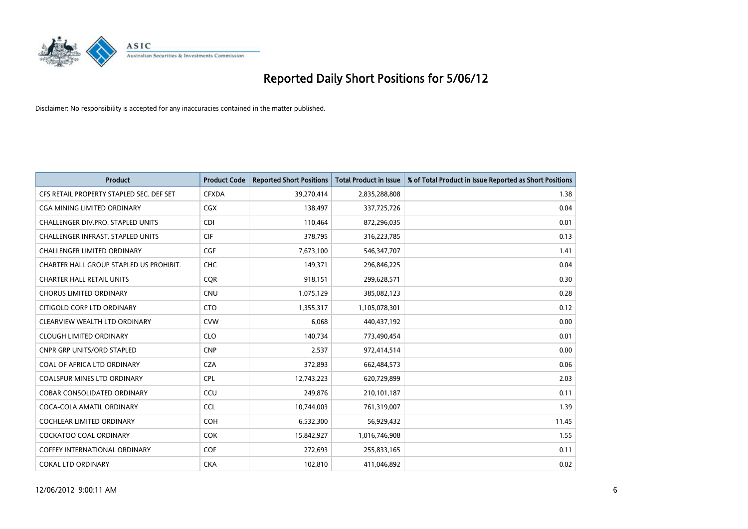# Reported Daily Short Positions for 5/06/12

Disclaimer: No responsibility is accepted for any inaccuracies contained in the matter published.

| Product | Product Code | Reported Short Positions | Total Product in Issue | % of Total Product in Issue Reported as Short Positions |
|---|---|---|---|---|
| CFS RETAIL PROPERTY STAPLED SEC. DEF SET | CFXDA | 39,270,414 | 2,835,288,808 | 1.38 |
| CGA MINING LIMITED ORDINARY | CGX | 138,497 | 337,725,726 | 0.04 |
| CHALLENGER DIV.PRO. STAPLED UNITS | CDI | 110,464 | 872,296,035 | 0.01 |
| CHALLENGER INFRAST. STAPLED UNITS | CIF | 378,795 | 316,223,785 | 0.13 |
| CHALLENGER LIMITED ORDINARY | CGF | 7,673,100 | 546,347,707 | 1.41 |
| CHARTER HALL GROUP STAPLED US PROHIBIT. | CHC | 149,371 | 296,846,225 | 0.04 |
| CHARTER HALL RETAIL UNITS | CQR | 918,151 | 299,628,571 | 0.30 |
| CHORUS LIMITED ORDINARY | CNU | 1,075,129 | 385,082,123 | 0.28 |
| CITIGOLD CORP LTD ORDINARY | CTO | 1,355,317 | 1,105,078,301 | 0.12 |
| CLEARVIEW WEALTH LTD ORDINARY | CVW | 6,068 | 440,437,192 | 0.00 |
| CLOUGH LIMITED ORDINARY | CLO | 140,734 | 773,490,454 | 0.01 |
| CNPR GRP UNITS/ORD STAPLED | CNP | 2,537 | 972,414,514 | 0.00 |
| COAL OF AFRICA LTD ORDINARY | CZA | 372,893 | 662,484,573 | 0.06 |
| COALSPUR MINES LTD ORDINARY | CPL | 12,743,223 | 620,729,899 | 2.03 |
| COBAR CONSOLIDATED ORDINARY | CCU | 249,876 | 210,101,187 | 0.11 |
| COCA-COLA AMATIL ORDINARY | CCL | 10,744,003 | 761,319,007 | 1.39 |
| COCHLEAR LIMITED ORDINARY | COH | 6,532,300 | 56,929,432 | 11.45 |
| COCKATOO COAL ORDINARY | COK | 15,842,927 | 1,016,746,908 | 1.55 |
| COFFEY INTERNATIONAL ORDINARY | COF | 272,693 | 255,833,165 | 0.11 |
| COKAL LTD ORDINARY | CKA | 102,810 | 411,046,892 | 0.02 |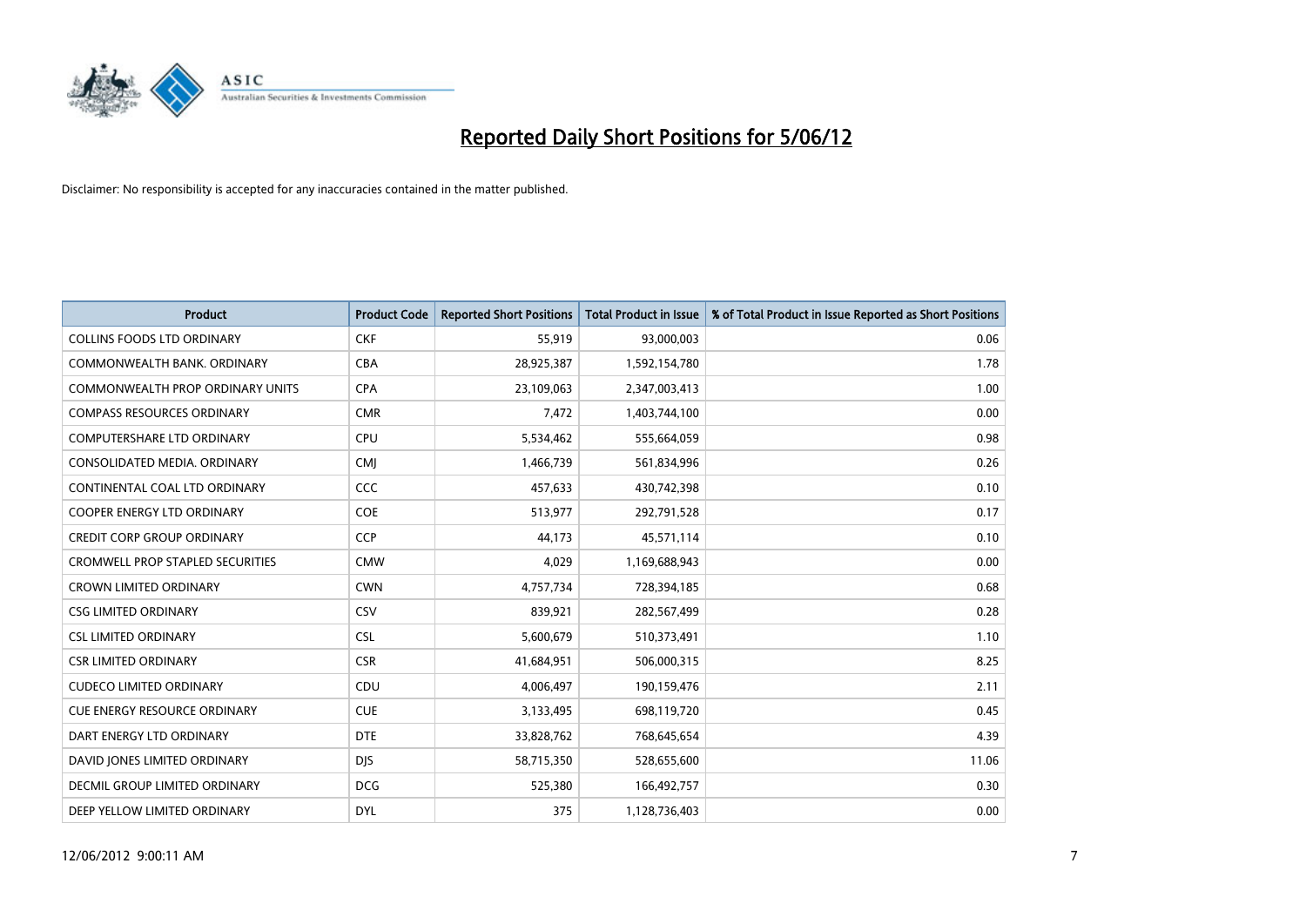# Reported Daily Short Positions for 5/06/12

Disclaimer: No responsibility is accepted for any inaccuracies contained in the matter published.

| Product | Product Code | Reported Short Positions | Total Product in Issue | % of Total Product in Issue Reported as Short Positions |
|---|---|---|---|---|
| COLLINS FOODS LTD ORDINARY | CKF | 55,919 | 93,000,003 | 0.06 |
| COMMONWEALTH BANK. ORDINARY | CBA | 28,925,387 | 1,592,154,780 | 1.78 |
| COMMONWEALTH PROP ORDINARY UNITS | CPA | 23,109,063 | 2,347,003,413 | 1.00 |
| COMPASS RESOURCES ORDINARY | CMR | 7,472 | 1,403,744,100 | 0.00 |
| COMPUTERSHARE LTD ORDINARY | CPU | 5,534,462 | 555,664,059 | 0.98 |
| CONSOLIDATED MEDIA. ORDINARY | CMJ | 1,466,739 | 561,834,996 | 0.26 |
| CONTINENTAL COAL LTD ORDINARY | CCC | 457,633 | 430,742,398 | 0.10 |
| COOPER ENERGY LTD ORDINARY | COE | 513,977 | 292,791,528 | 0.17 |
| CREDIT CORP GROUP ORDINARY | CCP | 44,173 | 45,571,114 | 0.10 |
| CROMWELL PROP STAPLED SECURITIES | CMW | 4,029 | 1,169,688,943 | 0.00 |
| CROWN LIMITED ORDINARY | CWN | 4,757,734 | 728,394,185 | 0.68 |
| CSG LIMITED ORDINARY | CSV | 839,921 | 282,567,499 | 0.28 |
| CSL LIMITED ORDINARY | CSL | 5,600,679 | 510,373,491 | 1.10 |
| CSR LIMITED ORDINARY | CSR | 41,684,951 | 506,000,315 | 8.25 |
| CUDECO LIMITED ORDINARY | CDU | 4,006,497 | 190,159,476 | 2.11 |
| CUE ENERGY RESOURCE ORDINARY | CUE | 3,133,495 | 698,119,720 | 0.45 |
| DART ENERGY LTD ORDINARY | DTE | 33,828,762 | 768,645,654 | 4.39 |
| DAVID JONES LIMITED ORDINARY | DJS | 58,715,350 | 528,655,600 | 11.06 |
| DECMIL GROUP LIMITED ORDINARY | DCG | 525,380 | 166,492,757 | 0.30 |
| DEEP YELLOW LIMITED ORDINARY | DYL | 375 | 1,128,736,403 | 0.00 |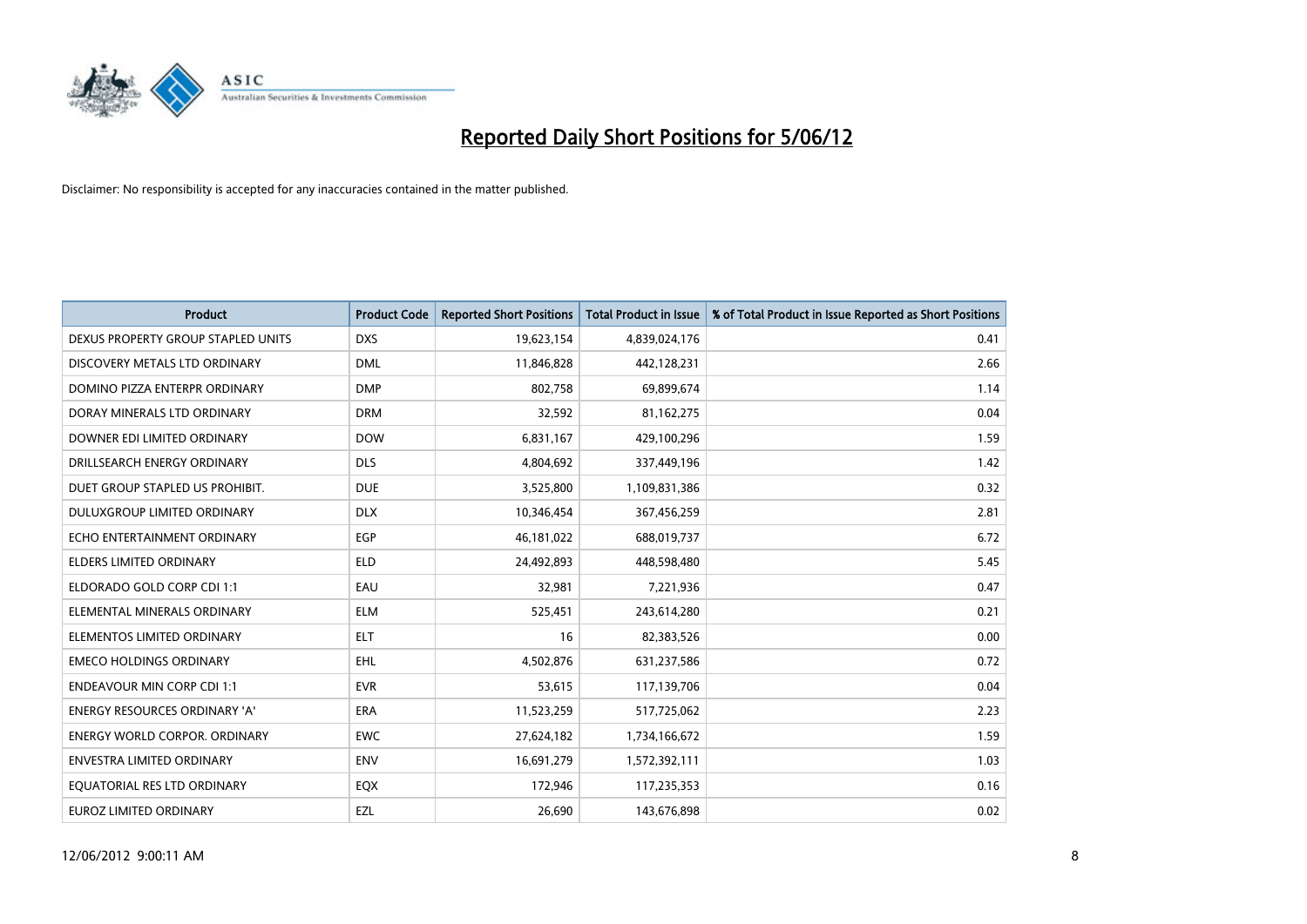# Reported Daily Short Positions for 5/06/12

Disclaimer: No responsibility is accepted for any inaccuracies contained in the matter published.

| Product | Product Code | Reported Short Positions | Total Product in Issue | % of Total Product in Issue Reported as Short Positions |
| --- | --- | --- | --- | --- |
| DEXUS PROPERTY GROUP STAPLED UNITS | DXS | 19,623,154 | 4,839,024,176 | 0.41 |
| DISCOVERY METALS LTD ORDINARY | DML | 11,846,828 | 442,128,231 | 2.66 |
| DOMINO PIZZA ENTERPR ORDINARY | DMP | 802,758 | 69,899,674 | 1.14 |
| DORAY MINERALS LTD ORDINARY | DRM | 32,592 | 81,162,275 | 0.04 |
| DOWNER EDI LIMITED ORDINARY | DOW | 6,831,167 | 429,100,296 | 1.59 |
| DRILLSEARCH ENERGY ORDINARY | DLS | 4,804,692 | 337,449,196 | 1.42 |
| DUET GROUP STAPLED US PROHIBIT. | DUE | 3,525,800 | 1,109,831,386 | 0.32 |
| DULUXGROUP LIMITED ORDINARY | DLX | 10,346,454 | 367,456,259 | 2.81 |
| ECHO ENTERTAINMENT ORDINARY | EGP | 46,181,022 | 688,019,737 | 6.72 |
| ELDERS LIMITED ORDINARY | ELD | 24,492,893 | 448,598,480 | 5.45 |
| ELDORADO GOLD CORP CDI 1:1 | EAU | 32,981 | 7,221,936 | 0.47 |
| ELEMENTAL MINERALS ORDINARY | ELM | 525,451 | 243,614,280 | 0.21 |
| ELEMENTOS LIMITED ORDINARY | ELT | 16 | 82,383,526 | 0.00 |
| EMECO HOLDINGS ORDINARY | EHL | 4,502,876 | 631,237,586 | 0.72 |
| ENDEAVOUR MIN CORP CDI 1:1 | EVR | 53,615 | 117,139,706 | 0.04 |
| ENERGY RESOURCES ORDINARY 'A' | ERA | 11,523,259 | 517,725,062 | 2.23 |
| ENERGY WORLD CORPOR. ORDINARY | EWC | 27,624,182 | 1,734,166,672 | 1.59 |
| ENVESTRA LIMITED ORDINARY | ENV | 16,691,279 | 1,572,392,111 | 1.03 |
| EQUATORIAL RES LTD ORDINARY | EQX | 172,946 | 117,235,353 | 0.16 |
| EUROZ LIMITED ORDINARY | EZL | 26,690 | 143,676,898 | 0.02 |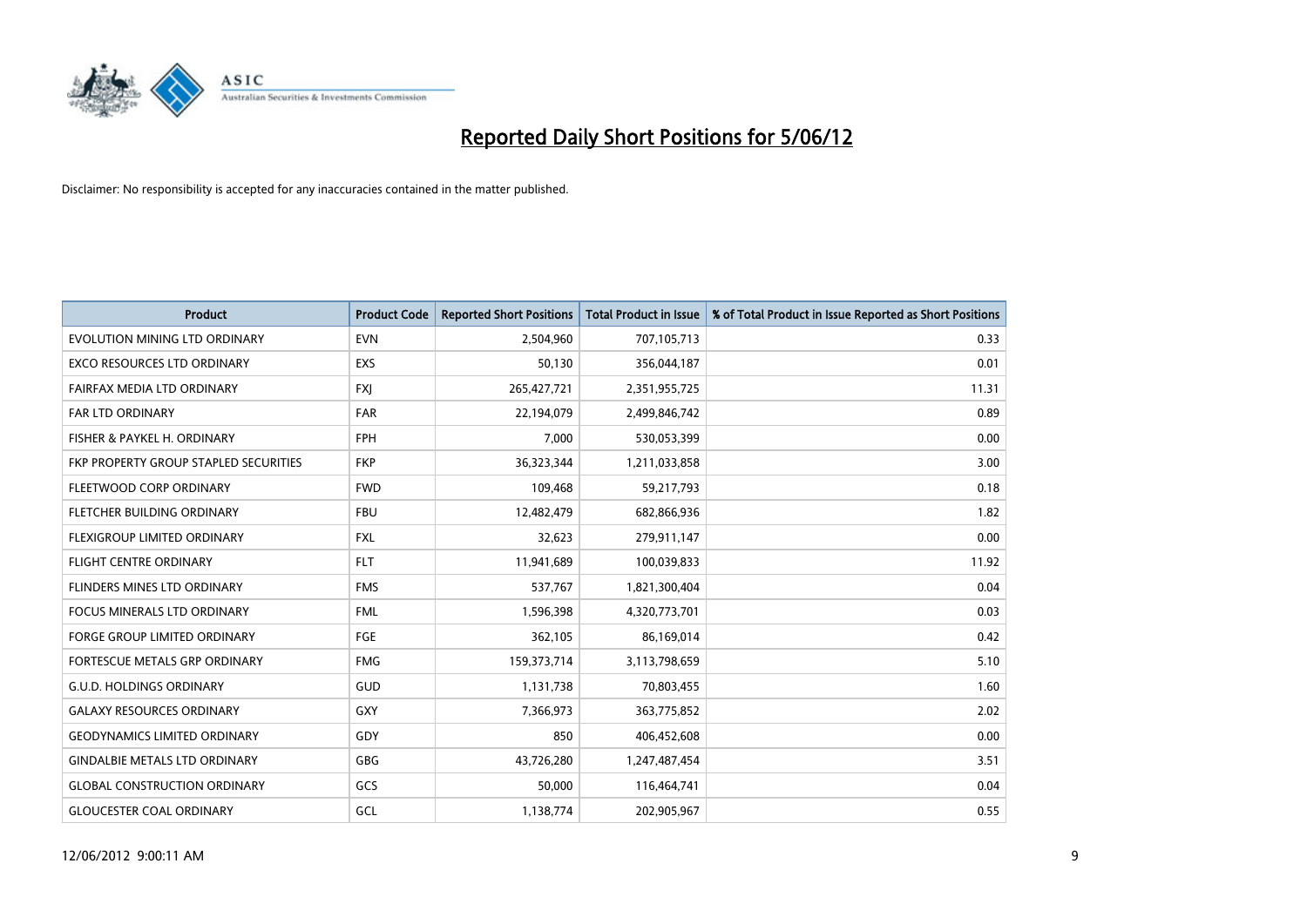# Reported Daily Short Positions for 5/06/12

Disclaimer: No responsibility is accepted for any inaccuracies contained in the matter published.

| Product | Product Code | Reported Short Positions | Total Product in Issue | % of Total Product in Issue Reported as Short Positions |
|---|---|---|---|---|
| EVOLUTION MINING LTD ORDINARY | EVN | 2,504,960 | 707,105,713 | 0.33 |
| EXCO RESOURCES LTD ORDINARY | EXS | 50,130 | 356,044,187 | 0.01 |
| FAIRFAX MEDIA LTD ORDINARY | FXJ | 265,427,721 | 2,351,955,725 | 11.31 |
| FAR LTD ORDINARY | FAR | 22,194,079 | 2,499,846,742 | 0.89 |
| FISHER & PAYKEL H. ORDINARY | FPH | 7,000 | 530,053,399 | 0.00 |
| FKP PROPERTY GROUP STAPLED SECURITIES | FKP | 36,323,344 | 1,211,033,858 | 3.00 |
| FLEETWOOD CORP ORDINARY | FWD | 109,468 | 59,217,793 | 0.18 |
| FLETCHER BUILDING ORDINARY | FBU | 12,482,479 | 682,866,936 | 1.82 |
| FLEXIGROUP LIMITED ORDINARY | FXL | 32,623 | 279,911,147 | 0.00 |
| FLIGHT CENTRE ORDINARY | FLT | 11,941,689 | 100,039,833 | 11.92 |
| FLINDERS MINES LTD ORDINARY | FMS | 537,767 | 1,821,300,404 | 0.04 |
| FOCUS MINERALS LTD ORDINARY | FML | 1,596,398 | 4,320,773,701 | 0.03 |
| FORGE GROUP LIMITED ORDINARY | FGE | 362,105 | 86,169,014 | 0.42 |
| FORTESCUE METALS GRP ORDINARY | FMG | 159,373,714 | 3,113,798,659 | 5.10 |
| G.U.D. HOLDINGS ORDINARY | GUD | 1,131,738 | 70,803,455 | 1.60 |
| GALAXY RESOURCES ORDINARY | GXY | 7,366,973 | 363,775,852 | 2.02 |
| GEODYNAMICS LIMITED ORDINARY | GDY | 850 | 406,452,608 | 0.00 |
| GINDALBIE METALS LTD ORDINARY | GBG | 43,726,280 | 1,247,487,454 | 3.51 |
| GLOBAL CONSTRUCTION ORDINARY | GCS | 50,000 | 116,464,741 | 0.04 |
| GLOUCESTER COAL ORDINARY | GCL | 1,138,774 | 202,905,967 | 0.55 |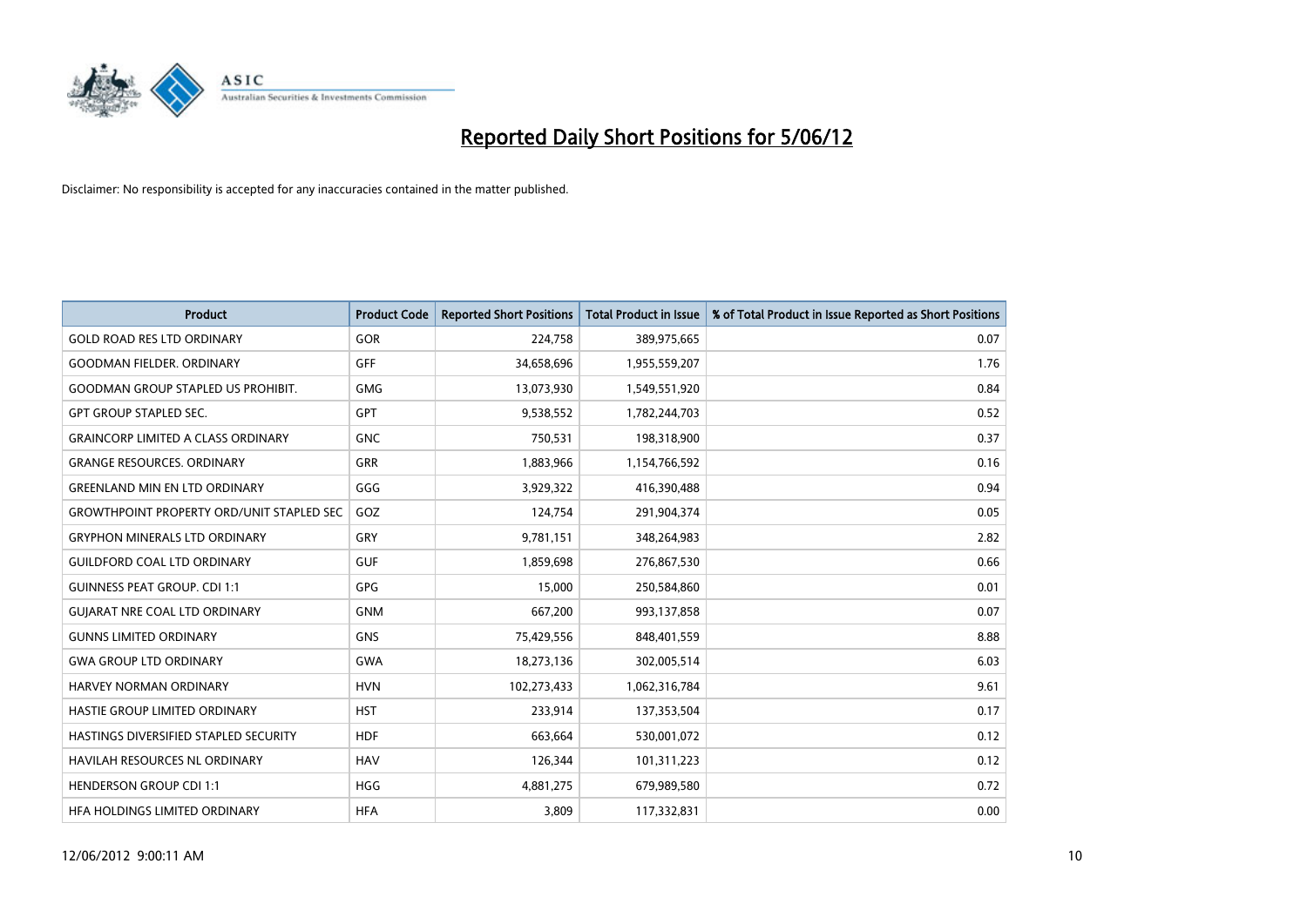# Reported Daily Short Positions for 5/06/12

Disclaimer: No responsibility is accepted for any inaccuracies contained in the matter published.

| Product | Product Code | Reported Short Positions | Total Product in Issue | % of Total Product in Issue Reported as Short Positions |
|---|---|---|---|---|
| GOLD ROAD RES LTD ORDINARY | GOR | 224,758 | 389,975,665 | 0.07 |
| GOODMAN FIELDER. ORDINARY | GFF | 34,658,696 | 1,955,559,207 | 1.76 |
| GOODMAN GROUP STAPLED US PROHIBIT. | GMG | 13,073,930 | 1,549,551,920 | 0.84 |
| GPT GROUP STAPLED SEC. | GPT | 9,538,552 | 1,782,244,703 | 0.52 |
| GRAINCORP LIMITED A CLASS ORDINARY | GNC | 750,531 | 198,318,900 | 0.37 |
| GRANGE RESOURCES. ORDINARY | GRR | 1,883,966 | 1,154,766,592 | 0.16 |
| GREENLAND MIN EN LTD ORDINARY | GGG | 3,929,322 | 416,390,488 | 0.94 |
| GROWTHPOINT PROPERTY ORD/UNIT STAPLED SEC | GOZ | 124,754 | 291,904,374 | 0.05 |
| GRYPHON MINERALS LTD ORDINARY | GRY | 9,781,151 | 348,264,983 | 2.82 |
| GUILDFORD COAL LTD ORDINARY | GUF | 1,859,698 | 276,867,530 | 0.66 |
| GUINNESS PEAT GROUP. CDI 1:1 | GPG | 15,000 | 250,584,860 | 0.01 |
| GUJARAT NRE COAL LTD ORDINARY | GNM | 667,200 | 993,137,858 | 0.07 |
| GUNNS LIMITED ORDINARY | GNS | 75,429,556 | 848,401,559 | 8.88 |
| GWA GROUP LTD ORDINARY | GWA | 18,273,136 | 302,005,514 | 6.03 |
| HARVEY NORMAN ORDINARY | HVN | 102,273,433 | 1,062,316,784 | 9.61 |
| HASTIE GROUP LIMITED ORDINARY | HST | 233,914 | 137,353,504 | 0.17 |
| HASTINGS DIVERSIFIED STAPLED SECURITY | HDF | 663,664 | 530,001,072 | 0.12 |
| HAVILAH RESOURCES NL ORDINARY | HAV | 126,344 | 101,311,223 | 0.12 |
| HENDERSON GROUP CDI 1:1 | HGG | 4,881,275 | 679,989,580 | 0.72 |
| HFA HOLDINGS LIMITED ORDINARY | HFA | 3,809 | 117,332,831 | 0.00 |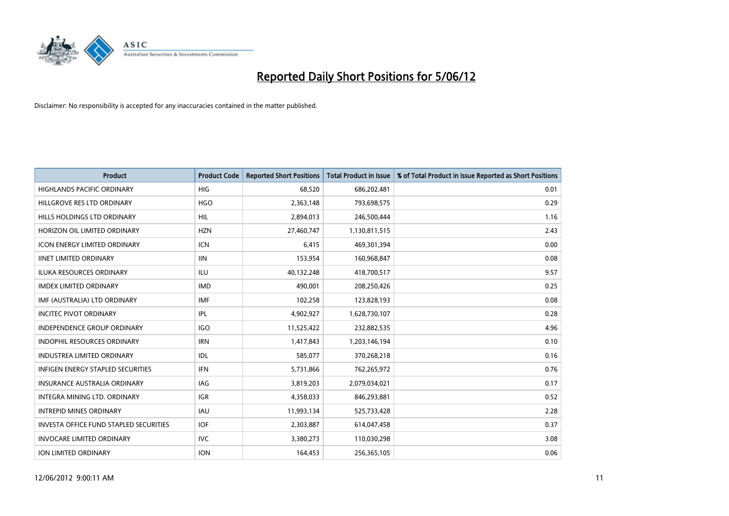# Reported Daily Short Positions for 5/06/12

Disclaimer: No responsibility is accepted for any inaccuracies contained in the matter published.

| Product | Product Code | Reported Short Positions | Total Product in Issue | % of Total Product in Issue Reported as Short Positions |
|---|---|---|---|---|
| HIGHLANDS PACIFIC ORDINARY | HIG | 68,520 | 686,202,481 | 0.01 |
| HILLGROVE RES LTD ORDINARY | HGO | 2,363,148 | 793,698,575 | 0.29 |
| HILLS HOLDINGS LTD ORDINARY | HIL | 2,894,013 | 246,500,444 | 1.16 |
| HORIZON OIL LIMITED ORDINARY | HZN | 27,460,747 | 1,130,811,515 | 2.43 |
| ICON ENERGY LIMITED ORDINARY | ICN | 6,415 | 469,301,394 | 0.00 |
| IINET LIMITED ORDINARY | IIN | 153,954 | 160,968,847 | 0.08 |
| ILUKA RESOURCES ORDINARY | ILU | 40,132,248 | 418,700,517 | 9.57 |
| IMDEX LIMITED ORDINARY | IMD | 490,001 | 208,250,426 | 0.25 |
| IMF (AUSTRALIA) LTD ORDINARY | IMF | 102,258 | 123,828,193 | 0.08 |
| INCITEC PIVOT ORDINARY | IPL | 4,902,927 | 1,628,730,107 | 0.28 |
| INDEPENDENCE GROUP ORDINARY | IGO | 11,525,422 | 232,882,535 | 4.96 |
| INDOPHIL RESOURCES ORDINARY | IRN | 1,417,843 | 1,203,146,194 | 0.10 |
| INDUSTREA LIMITED ORDINARY | IDL | 585,077 | 370,268,218 | 0.16 |
| INFIGEN ENERGY STAPLED SECURITIES | IFN | 5,731,866 | 762,265,972 | 0.76 |
| INSURANCE AUSTRALIA ORDINARY | IAG | 3,819,203 | 2,079,034,021 | 0.17 |
| INTEGRA MINING LTD. ORDINARY | IGR | 4,358,033 | 846,293,881 | 0.52 |
| INTREPID MINES ORDINARY | IAU | 11,993,134 | 525,733,428 | 2.28 |
| INVESTA OFFICE FUND STAPLED SECURITIES | IOF | 2,303,887 | 614,047,458 | 0.37 |
| INVOCARE LIMITED ORDINARY | IVC | 3,380,273 | 110,030,298 | 3.08 |
| ION LIMITED ORDINARY | ION | 164,453 | 256,365,105 | 0.06 |

12/06/2012 9:00:11 AM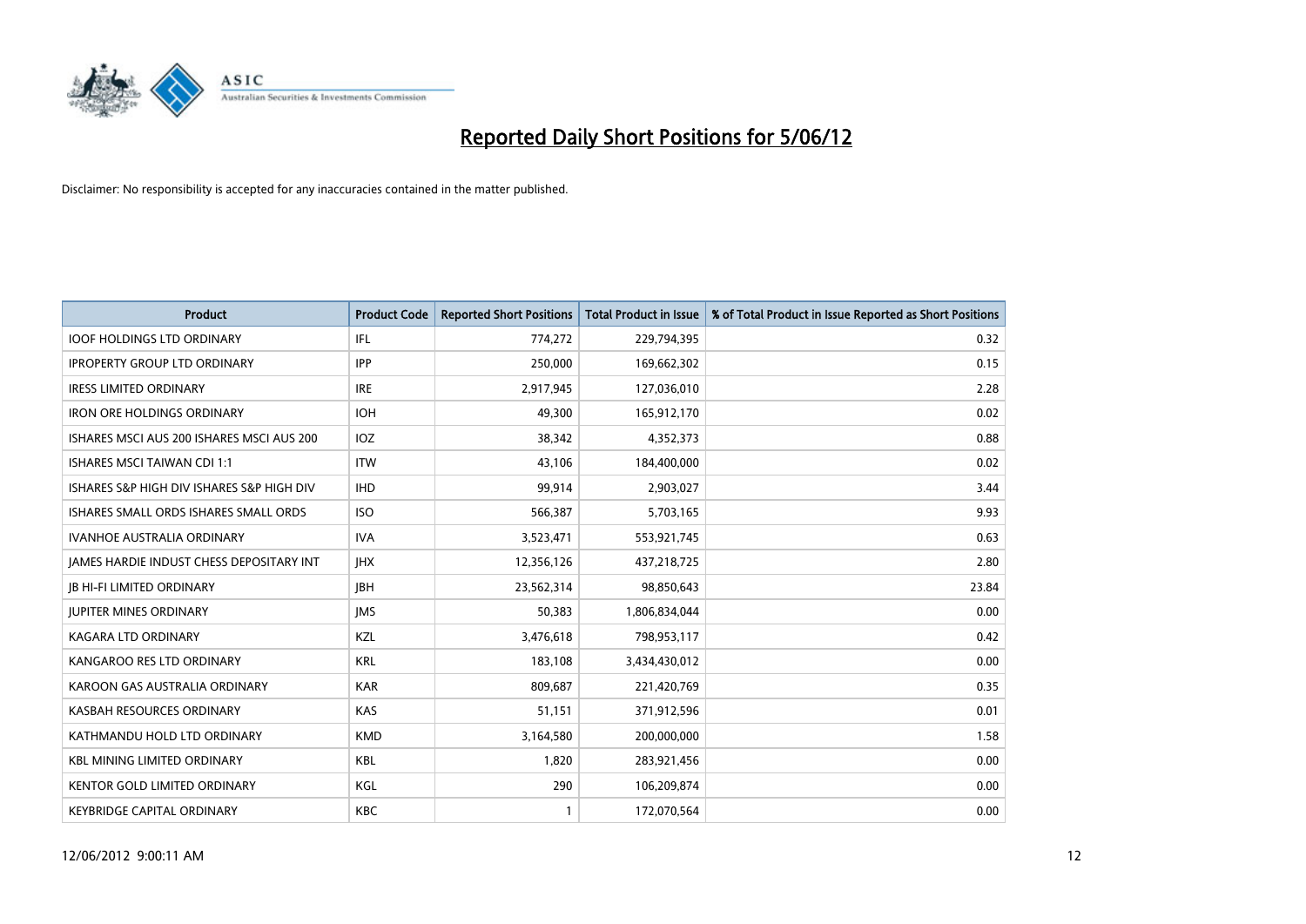# Reported Daily Short Positions for 5/06/12

Disclaimer: No responsibility is accepted for any inaccuracies contained in the matter published.

| Product | Product Code | Reported Short Positions | Total Product in Issue | % of Total Product in Issue Reported as Short Positions |
|---|---|---|---|---|
| IOOF HOLDINGS LTD ORDINARY | IFL | 774,272 | 229,794,395 | 0.32 |
| IPROPERTY GROUP LTD ORDINARY | IPP | 250,000 | 169,662,302 | 0.15 |
| IRESS LIMITED ORDINARY | IRE | 2,917,945 | 127,036,010 | 2.28 |
| IRON ORE HOLDINGS ORDINARY | IOH | 49,300 | 165,912,170 | 0.02 |
| ISHARES MSCI AUS 200 ISHARES MSCI AUS 200 | IOZ | 38,342 | 4,352,373 | 0.88 |
| ISHARES MSCI TAIWAN CDI 1:1 | ITW | 43,106 | 184,400,000 | 0.02 |
| ISHARES S&P HIGH DIV ISHARES S&P HIGH DIV | IHD | 99,914 | 2,903,027 | 3.44 |
| ISHARES SMALL ORDS ISHARES SMALL ORDS | ISO | 566,387 | 5,703,165 | 9.93 |
| IVANHOE AUSTRALIA ORDINARY | IVA | 3,523,471 | 553,921,745 | 0.63 |
| JAMES HARDIE INDUST CHESS DEPOSITARY INT | JHX | 12,356,126 | 437,218,725 | 2.80 |
| JB HI-FI LIMITED ORDINARY | JBH | 23,562,314 | 98,850,643 | 23.84 |
| JUPITER MINES ORDINARY | JMS | 50,383 | 1,806,834,044 | 0.00 |
| KAGARA LTD ORDINARY | KZL | 3,476,618 | 798,953,117 | 0.42 |
| KANGAROO RES LTD ORDINARY | KRL | 183,108 | 3,434,430,012 | 0.00 |
| KAROON GAS AUSTRALIA ORDINARY | KAR | 809,687 | 221,420,769 | 0.35 |
| KASBAH RESOURCES ORDINARY | KAS | 51,151 | 371,912,596 | 0.01 |
| KATHMANDU HOLD LTD ORDINARY | KMD | 3,164,580 | 200,000,000 | 1.58 |
| KBL MINING LIMITED ORDINARY | KBL | 1,820 | 283,921,456 | 0.00 |
| KENTOR GOLD LIMITED ORDINARY | KGL | 290 | 106,209,874 | 0.00 |
| KEYBRIDGE CAPITAL ORDINARY | KBC | 1 | 172,070,564 | 0.00 |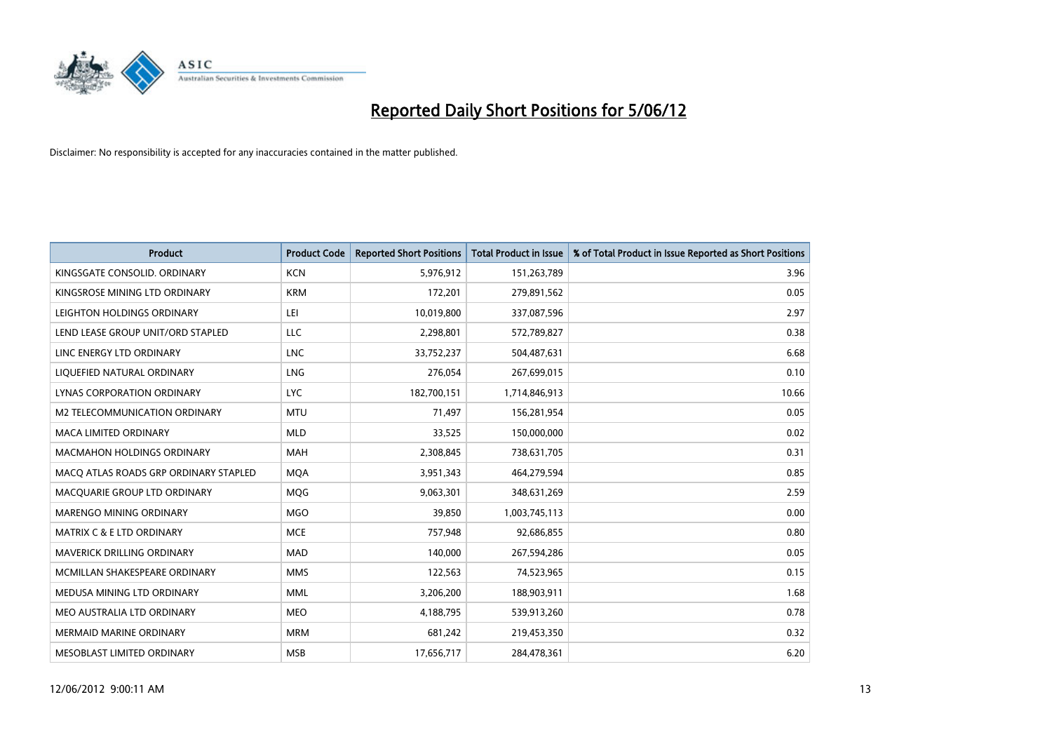# Reported Daily Short Positions for 5/06/12

Disclaimer: No responsibility is accepted for any inaccuracies contained in the matter published.

| Product | Product Code | Reported Short Positions | Total Product in Issue | % of Total Product in Issue Reported as Short Positions |
|---|---|---|---|---|
| KINGSGATE CONSOLID. ORDINARY | KCN | 5,976,912 | 151,263,789 | 3.96 |
| KINGSROSE MINING LTD ORDINARY | KRM | 172,201 | 279,891,562 | 0.05 |
| LEIGHTON HOLDINGS ORDINARY | LEI | 10,019,800 | 337,087,596 | 2.97 |
| LEND LEASE GROUP UNIT/ORD STAPLED | LLC | 2,298,801 | 572,789,827 | 0.38 |
| LINC ENERGY LTD ORDINARY | LNC | 33,752,237 | 504,487,631 | 6.68 |
| LIQUEFIED NATURAL ORDINARY | LNG | 276,054 | 267,699,015 | 0.10 |
| LYNAS CORPORATION ORDINARY | LYC | 182,700,151 | 1,714,846,913 | 10.66 |
| M2 TELECOMMUNICATION ORDINARY | MTU | 71,497 | 156,281,954 | 0.05 |
| MACA LIMITED ORDINARY | MLD | 33,525 | 150,000,000 | 0.02 |
| MACMAHON HOLDINGS ORDINARY | MAH | 2,308,845 | 738,631,705 | 0.31 |
| MACQ ATLAS ROADS GRP ORDINARY STAPLED | MQA | 3,951,343 | 464,279,594 | 0.85 |
| MACQUARIE GROUP LTD ORDINARY | MQG | 9,063,301 | 348,631,269 | 2.59 |
| MARENGO MINING ORDINARY | MGO | 39,850 | 1,003,745,113 | 0.00 |
| MATRIX C & E LTD ORDINARY | MCE | 757,948 | 92,686,855 | 0.80 |
| MAVERICK DRILLING ORDINARY | MAD | 140,000 | 267,594,286 | 0.05 |
| MCMILLAN SHAKESPEARE ORDINARY | MMS | 122,563 | 74,523,965 | 0.15 |
| MEDUSA MINING LTD ORDINARY | MML | 3,206,200 | 188,903,911 | 1.68 |
| MEO AUSTRALIA LTD ORDINARY | MEO | 4,188,795 | 539,913,260 | 0.78 |
| MERMAID MARINE ORDINARY | MRM | 681,242 | 219,453,350 | 0.32 |
| MESOBLAST LIMITED ORDINARY | MSB | 17,656,717 | 284,478,361 | 6.20 |

12/06/2012 9:00:11 AM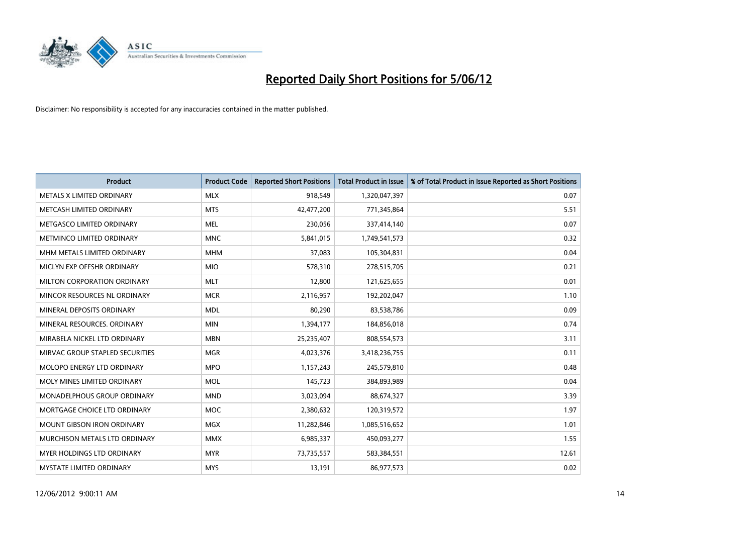# Reported Daily Short Positions for 5/06/12

Disclaimer: No responsibility is accepted for any inaccuracies contained in the matter published.

| Product | Product Code | Reported Short Positions | Total Product in Issue | % of Total Product in Issue Reported as Short Positions |
|---|---|---|---|---|
| METALS X LIMITED ORDINARY | MLX | 918,549 | 1,320,047,397 | 0.07 |
| METCASH LIMITED ORDINARY | MTS | 42,477,200 | 771,345,864 | 5.51 |
| METGASCO LIMITED ORDINARY | MEL | 230,056 | 337,414,140 | 0.07 |
| METMINCO LIMITED ORDINARY | MNC | 5,841,015 | 1,749,541,573 | 0.32 |
| MHM METALS LIMITED ORDINARY | MHM | 37,083 | 105,304,831 | 0.04 |
| MICLYN EXP OFFSHR ORDINARY | MIO | 578,310 | 278,515,705 | 0.21 |
| MILTON CORPORATION ORDINARY | MLT | 12,800 | 121,625,655 | 0.01 |
| MINCOR RESOURCES NL ORDINARY | MCR | 2,116,957 | 192,202,047 | 1.10 |
| MINERAL DEPOSITS ORDINARY | MDL | 80,290 | 83,538,786 | 0.09 |
| MINERAL RESOURCES. ORDINARY | MIN | 1,394,177 | 184,856,018 | 0.74 |
| MIRABELA NICKEL LTD ORDINARY | MBN | 25,235,407 | 808,554,573 | 3.11 |
| MIRVAC GROUP STAPLED SECURITIES | MGR | 4,023,376 | 3,418,236,755 | 0.11 |
| MOLOPO ENERGY LTD ORDINARY | MPO | 1,157,243 | 245,579,810 | 0.48 |
| MOLY MINES LIMITED ORDINARY | MOL | 145,723 | 384,893,989 | 0.04 |
| MONADELPHOUS GROUP ORDINARY | MND | 3,023,094 | 88,674,327 | 3.39 |
| MORTGAGE CHOICE LTD ORDINARY | MOC | 2,380,632 | 120,319,572 | 1.97 |
| MOUNT GIBSON IRON ORDINARY | MGX | 11,282,846 | 1,085,516,652 | 1.01 |
| MURCHISON METALS LTD ORDINARY | MMX | 6,985,337 | 450,093,277 | 1.55 |
| MYER HOLDINGS LTD ORDINARY | MYR | 73,735,557 | 583,384,551 | 12.61 |
| MYSTATE LIMITED ORDINARY | MYS | 13,191 | 86,977,573 | 0.02 |

12/06/2012 9:00:11 AM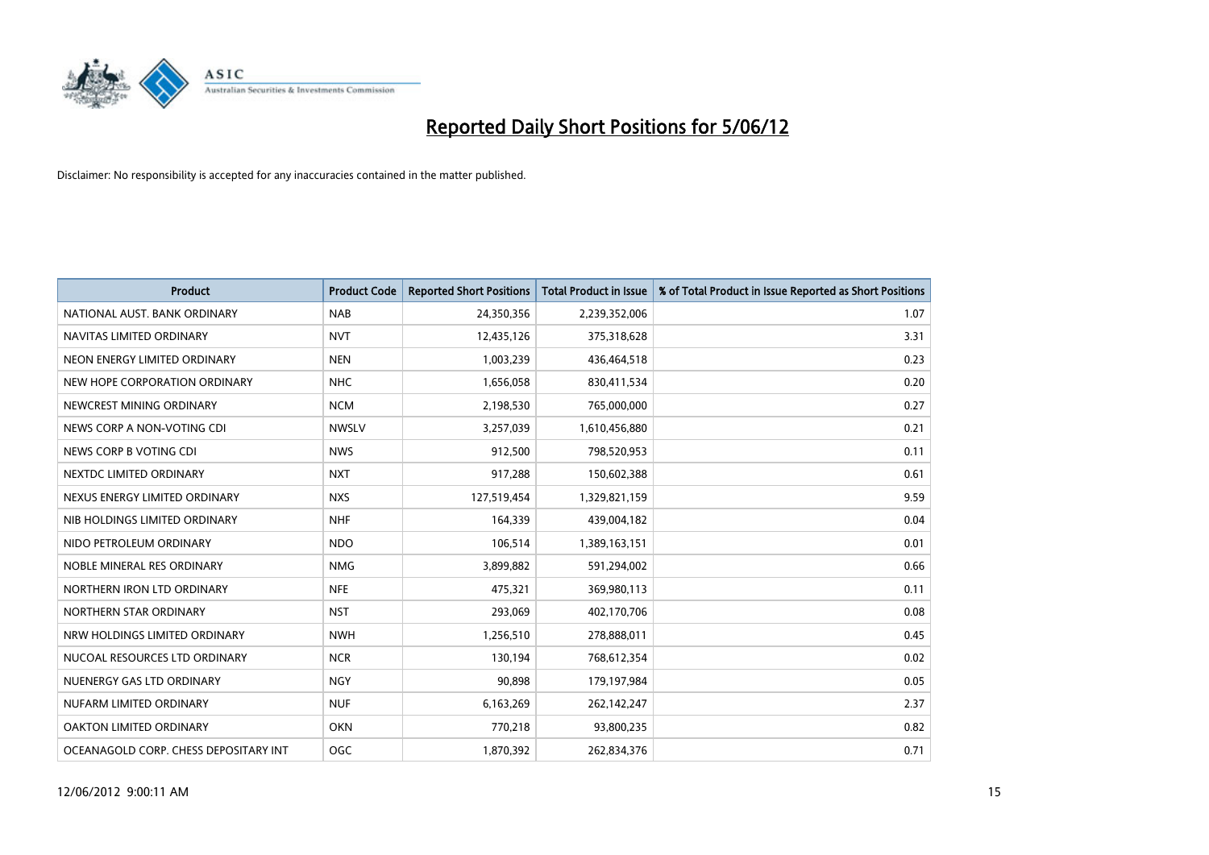# Reported Daily Short Positions for 5/06/12

Disclaimer: No responsibility is accepted for any inaccuracies contained in the matter published.

| Product | Product Code | Reported Short Positions | Total Product in Issue | % of Total Product in Issue Reported as Short Positions |
|---|---|---|---|---|
| NATIONAL AUST. BANK ORDINARY | NAB | 24,350,356 | 2,239,352,006 | 1.07 |
| NAVITAS LIMITED ORDINARY | NVT | 12,435,126 | 375,318,628 | 3.31 |
| NEON ENERGY LIMITED ORDINARY | NEN | 1,003,239 | 436,464,518 | 0.23 |
| NEW HOPE CORPORATION ORDINARY | NHC | 1,656,058 | 830,411,534 | 0.20 |
| NEWCREST MINING ORDINARY | NCM | 2,198,530 | 765,000,000 | 0.27 |
| NEWS CORP A NON-VOTING CDI | NWSLV | 3,257,039 | 1,610,456,880 | 0.21 |
| NEWS CORP B VOTING CDI | NWS | 912,500 | 798,520,953 | 0.11 |
| NEXTDC LIMITED ORDINARY | NXT | 917,288 | 150,602,388 | 0.61 |
| NEXUS ENERGY LIMITED ORDINARY | NXS | 127,519,454 | 1,329,821,159 | 9.59 |
| NIB HOLDINGS LIMITED ORDINARY | NHF | 164,339 | 439,004,182 | 0.04 |
| NIDO PETROLEUM ORDINARY | NDO | 106,514 | 1,389,163,151 | 0.01 |
| NOBLE MINERAL RES ORDINARY | NMG | 3,899,882 | 591,294,002 | 0.66 |
| NORTHERN IRON LTD ORDINARY | NFE | 475,321 | 369,980,113 | 0.11 |
| NORTHERN STAR ORDINARY | NST | 293,069 | 402,170,706 | 0.08 |
| NRW HOLDINGS LIMITED ORDINARY | NWH | 1,256,510 | 278,888,011 | 0.45 |
| NUCOAL RESOURCES LTD ORDINARY | NCR | 130,194 | 768,612,354 | 0.02 |
| NUENERGY GAS LTD ORDINARY | NGY | 90,898 | 179,197,984 | 0.05 |
| NUFARM LIMITED ORDINARY | NUF | 6,163,269 | 262,142,247 | 2.37 |
| OAKTON LIMITED ORDINARY | OKN | 770,218 | 93,800,235 | 0.82 |
| OCEANAGOLD CORP. CHESS DEPOSITARY INT | OGC | 1,870,392 | 262,834,376 | 0.71 |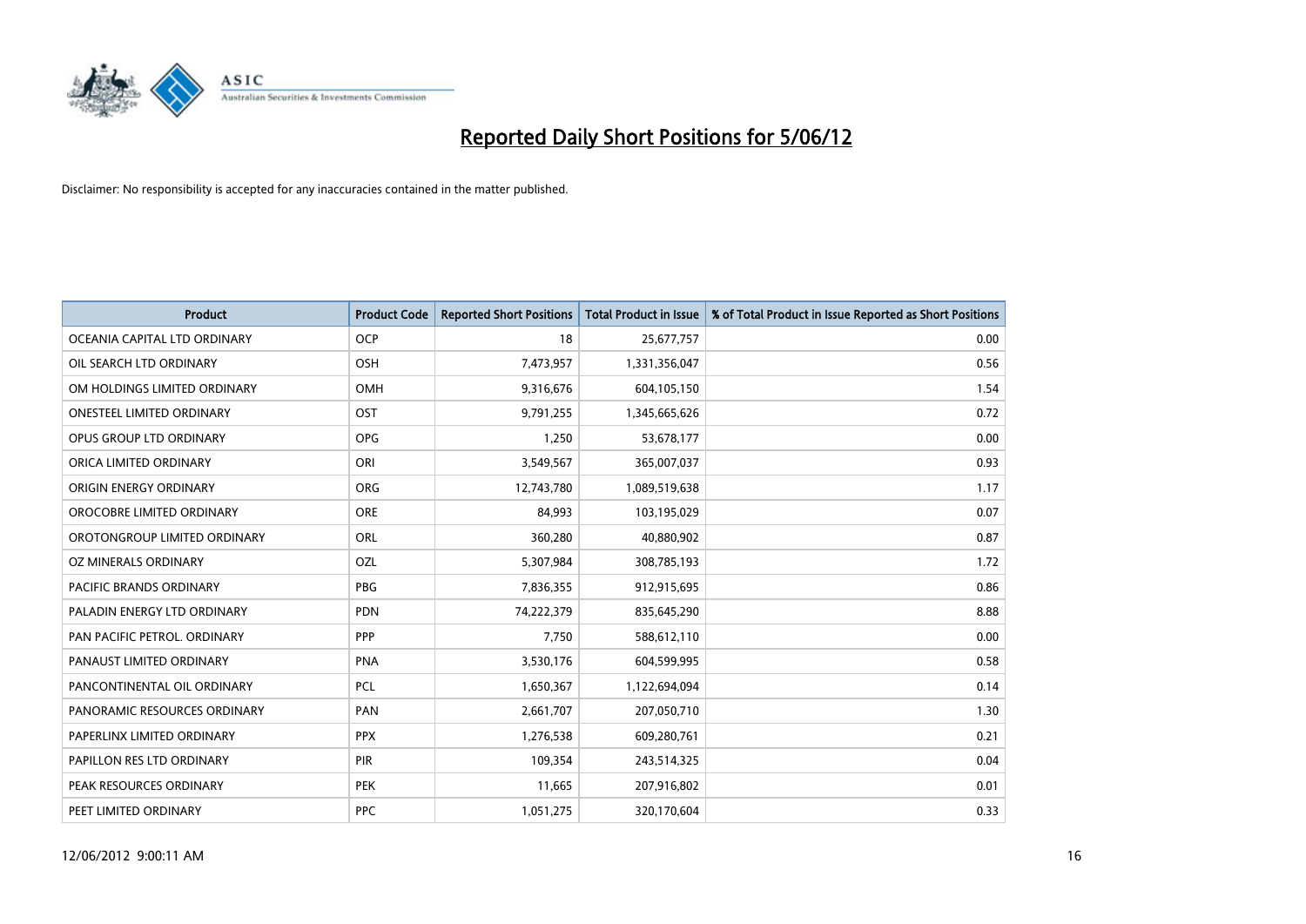# Reported Daily Short Positions for 5/06/12

Disclaimer: No responsibility is accepted for any inaccuracies contained in the matter published.

| Product | Product Code | Reported Short Positions | Total Product in Issue | % of Total Product in Issue Reported as Short Positions |
|---|---|---|---|---|
| OCEANIA CAPITAL LTD ORDINARY | OCP | 18 | 25,677,757 | 0.00 |
| OIL SEARCH LTD ORDINARY | OSH | 7,473,957 | 1,331,356,047 | 0.56 |
| OM HOLDINGS LIMITED ORDINARY | OMH | 9,316,676 | 604,105,150 | 1.54 |
| ONESTEEL LIMITED ORDINARY | OST | 9,791,255 | 1,345,665,626 | 0.72 |
| OPUS GROUP LTD ORDINARY | OPG | 1,250 | 53,678,177 | 0.00 |
| ORICA LIMITED ORDINARY | ORI | 3,549,567 | 365,007,037 | 0.93 |
| ORIGIN ENERGY ORDINARY | ORG | 12,743,780 | 1,089,519,638 | 1.17 |
| OROCOBRE LIMITED ORDINARY | ORE | 84,993 | 103,195,029 | 0.07 |
| OROTONGROUP LIMITED ORDINARY | ORL | 360,280 | 40,880,902 | 0.87 |
| OZ MINERALS ORDINARY | OZL | 5,307,984 | 308,785,193 | 1.72 |
| PACIFIC BRANDS ORDINARY | PBG | 7,836,355 | 912,915,695 | 0.86 |
| PALADIN ENERGY LTD ORDINARY | PDN | 74,222,379 | 835,645,290 | 8.88 |
| PAN PACIFIC PETROL. ORDINARY | PPP | 7,750 | 588,612,110 | 0.00 |
| PANAUST LIMITED ORDINARY | PNA | 3,530,176 | 604,599,995 | 0.58 |
| PANCONTINENTAL OIL ORDINARY | PCL | 1,650,367 | 1,122,694,094 | 0.14 |
| PANORAMIC RESOURCES ORDINARY | PAN | 2,661,707 | 207,050,710 | 1.30 |
| PAPERLINX LIMITED ORDINARY | PPX | 1,276,538 | 609,280,761 | 0.21 |
| PAPILLON RES LTD ORDINARY | PIR | 109,354 | 243,514,325 | 0.04 |
| PEAK RESOURCES ORDINARY | PEK | 11,665 | 207,916,802 | 0.01 |
| PEET LIMITED ORDINARY | PPC | 1,051,275 | 320,170,604 | 0.33 |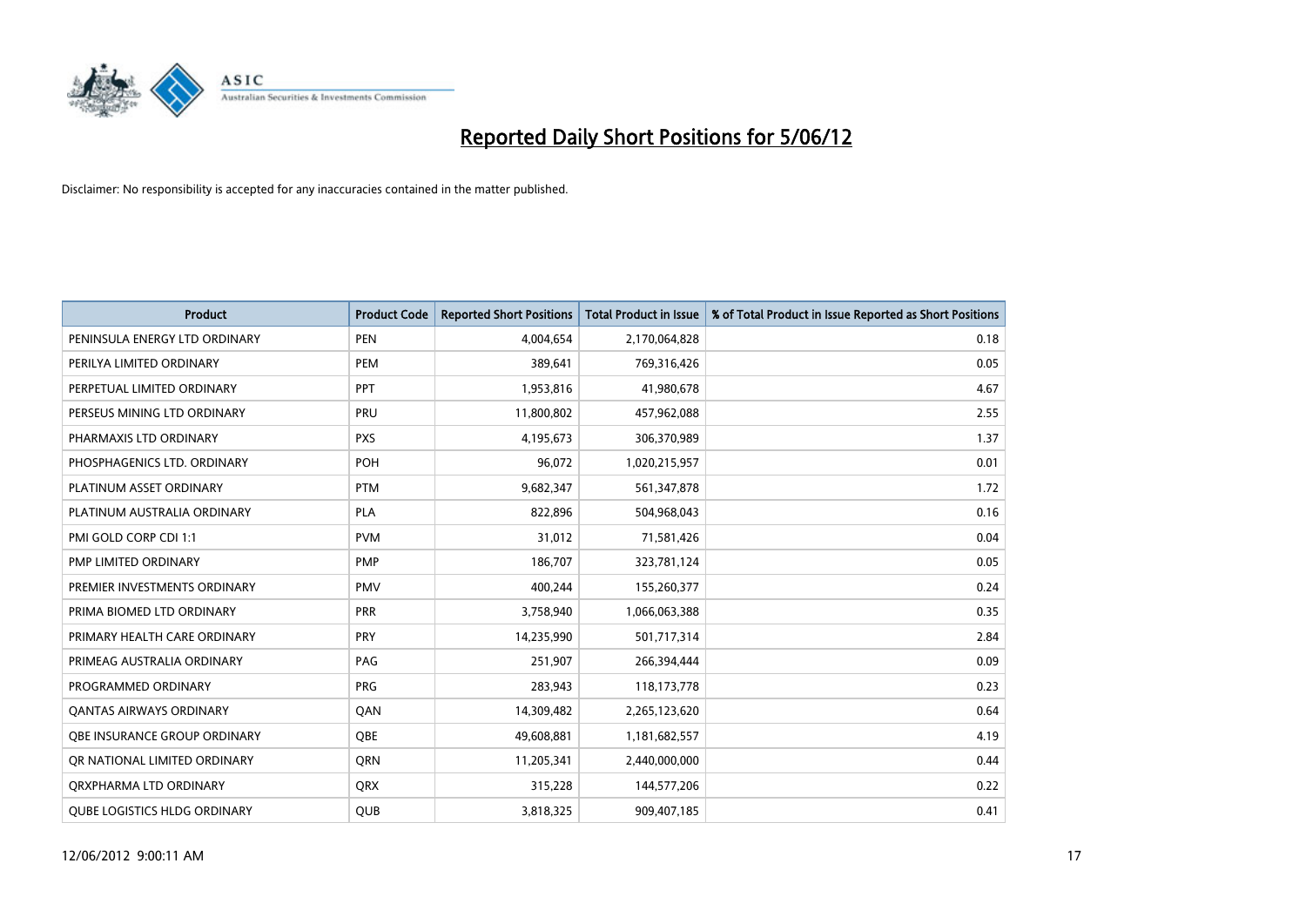# Reported Daily Short Positions for 5/06/12

Disclaimer: No responsibility is accepted for any inaccuracies contained in the matter published.

| Product | Product Code | Reported Short Positions | Total Product in Issue | % of Total Product in Issue Reported as Short Positions |
|---|---|---|---|---|
| PENINSULA ENERGY LTD ORDINARY | PEN | 4,004,654 | 2,170,064,828 | 0.18 |
| PERILYA LIMITED ORDINARY | PEM | 389,641 | 769,316,426 | 0.05 |
| PERPETUAL LIMITED ORDINARY | PPT | 1,953,816 | 41,980,678 | 4.67 |
| PERSEUS MINING LTD ORDINARY | PRU | 11,800,802 | 457,962,088 | 2.55 |
| PHARMAXIS LTD ORDINARY | PXS | 4,195,673 | 306,370,989 | 1.37 |
| PHOSPHAGENICS LTD. ORDINARY | POH | 96,072 | 1,020,215,957 | 0.01 |
| PLATINUM ASSET ORDINARY | PTM | 9,682,347 | 561,347,878 | 1.72 |
| PLATINUM AUSTRALIA ORDINARY | PLA | 822,896 | 504,968,043 | 0.16 |
| PMI GOLD CORP CDI 1:1 | PVM | 31,012 | 71,581,426 | 0.04 |
| PMP LIMITED ORDINARY | PMP | 186,707 | 323,781,124 | 0.05 |
| PREMIER INVESTMENTS ORDINARY | PMV | 400,244 | 155,260,377 | 0.24 |
| PRIMA BIOMED LTD ORDINARY | PRR | 3,758,940 | 1,066,063,388 | 0.35 |
| PRIMARY HEALTH CARE ORDINARY | PRY | 14,235,990 | 501,717,314 | 2.84 |
| PRIMEAG AUSTRALIA ORDINARY | PAG | 251,907 | 266,394,444 | 0.09 |
| PROGRAMMED ORDINARY | PRG | 283,943 | 118,173,778 | 0.23 |
| QANTAS AIRWAYS ORDINARY | QAN | 14,309,482 | 2,265,123,620 | 0.64 |
| QBE INSURANCE GROUP ORDINARY | QBE | 49,608,881 | 1,181,682,557 | 4.19 |
| QR NATIONAL LIMITED ORDINARY | QRN | 11,205,341 | 2,440,000,000 | 0.44 |
| QRXPHARMA LTD ORDINARY | QRX | 315,228 | 144,577,206 | 0.22 |
| QUBE LOGISTICS HLDG ORDINARY | QUB | 3,818,325 | 909,407,185 | 0.41 |

12/06/2012 9:00:11 AM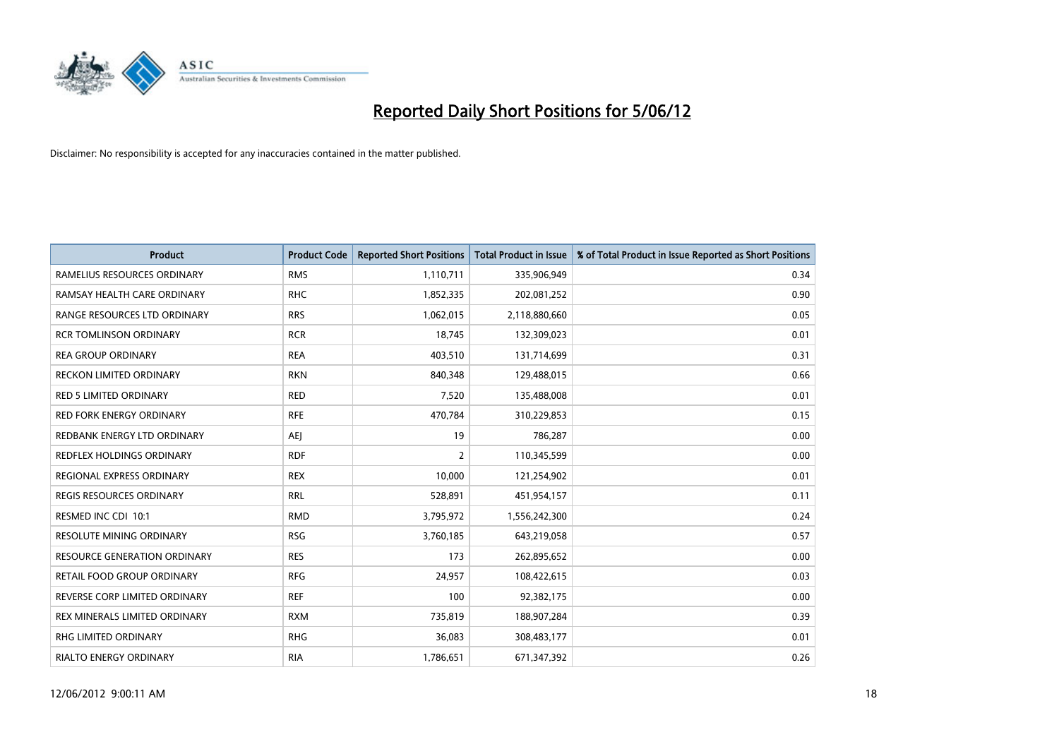# Reported Daily Short Positions for 5/06/12

Disclaimer: No responsibility is accepted for any inaccuracies contained in the matter published.

| Product | Product Code | Reported Short Positions | Total Product in Issue | % of Total Product in Issue Reported as Short Positions |
|---|---|---|---|---|
| RAMELIUS RESOURCES ORDINARY | RMS | 1,110,711 | 335,906,949 | 0.34 |
| RAMSAY HEALTH CARE ORDINARY | RHC | 1,852,335 | 202,081,252 | 0.90 |
| RANGE RESOURCES LTD ORDINARY | RRS | 1,062,015 | 2,118,880,660 | 0.05 |
| RCR TOMLINSON ORDINARY | RCR | 18,745 | 132,309,023 | 0.01 |
| REA GROUP ORDINARY | REA | 403,510 | 131,714,699 | 0.31 |
| RECKON LIMITED ORDINARY | RKN | 840,348 | 129,488,015 | 0.66 |
| RED 5 LIMITED ORDINARY | RED | 7,520 | 135,488,008 | 0.01 |
| RED FORK ENERGY ORDINARY | RFE | 470,784 | 310,229,853 | 0.15 |
| REDBANK ENERGY LTD ORDINARY | AEJ | 19 | 786,287 | 0.00 |
| REDFLEX HOLDINGS ORDINARY | RDF | 2 | 110,345,599 | 0.00 |
| REGIONAL EXPRESS ORDINARY | REX | 10,000 | 121,254,902 | 0.01 |
| REGIS RESOURCES ORDINARY | RRL | 528,891 | 451,954,157 | 0.11 |
| RESMED INC CDI 10:1 | RMD | 3,795,972 | 1,556,242,300 | 0.24 |
| RESOLUTE MINING ORDINARY | RSG | 3,760,185 | 643,219,058 | 0.57 |
| RESOURCE GENERATION ORDINARY | RES | 173 | 262,895,652 | 0.00 |
| RETAIL FOOD GROUP ORDINARY | RFG | 24,957 | 108,422,615 | 0.03 |
| REVERSE CORP LIMITED ORDINARY | REF | 100 | 92,382,175 | 0.00 |
| REX MINERALS LIMITED ORDINARY | RXM | 735,819 | 188,907,284 | 0.39 |
| RHG LIMITED ORDINARY | RHG | 36,083 | 308,483,177 | 0.01 |
| RIALTO ENERGY ORDINARY | RIA | 1,786,651 | 671,347,392 | 0.26 |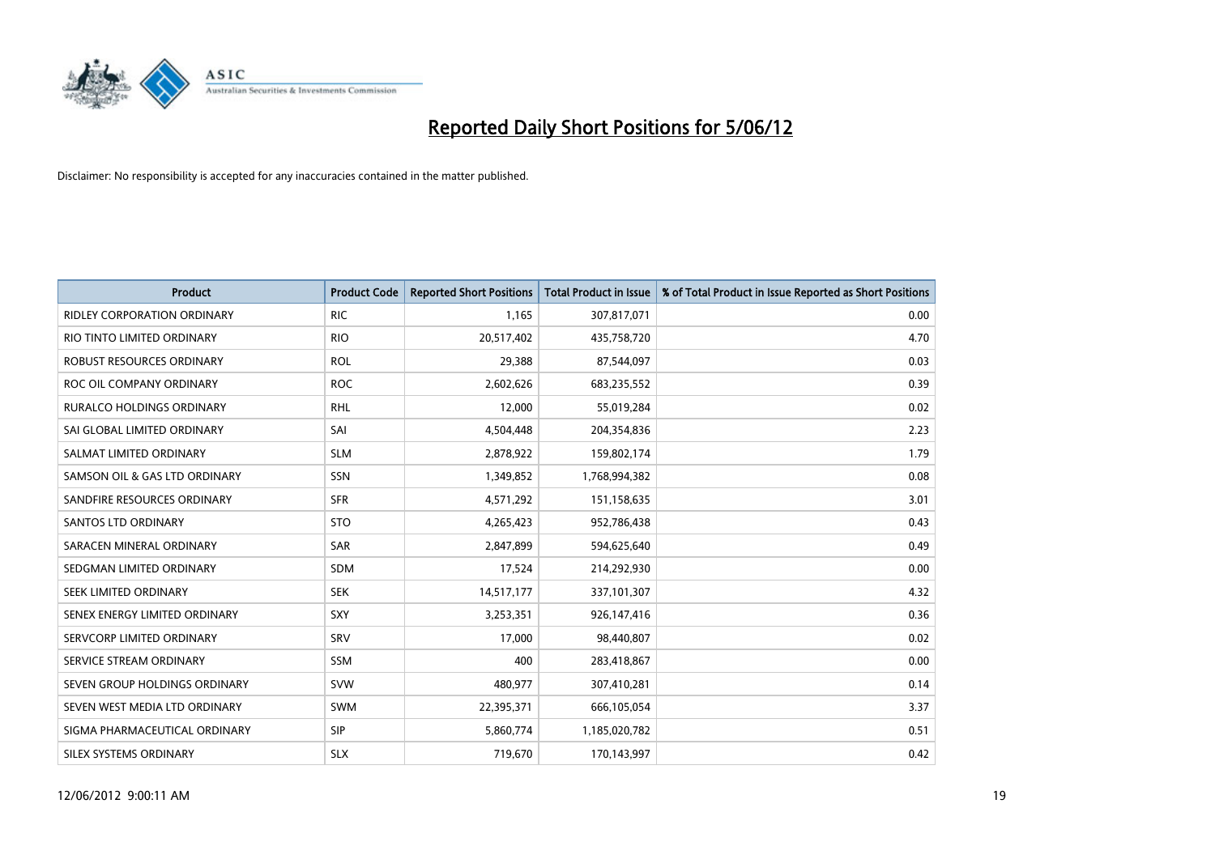# Reported Daily Short Positions for 5/06/12

Disclaimer: No responsibility is accepted for any inaccuracies contained in the matter published.

| Product | Product Code | Reported Short Positions | Total Product in Issue | % of Total Product in Issue Reported as Short Positions |
|---|---|---|---|---|
| RIDLEY CORPORATION ORDINARY | RIC | 1,165 | 307,817,071 | 0.00 |
| RIO TINTO LIMITED ORDINARY | RIO | 20,517,402 | 435,758,720 | 4.70 |
| ROBUST RESOURCES ORDINARY | ROL | 29,388 | 87,544,097 | 0.03 |
| ROC OIL COMPANY ORDINARY | ROC | 2,602,626 | 683,235,552 | 0.39 |
| RURALCO HOLDINGS ORDINARY | RHL | 12,000 | 55,019,284 | 0.02 |
| SAI GLOBAL LIMITED ORDINARY | SAI | 4,504,448 | 204,354,836 | 2.23 |
| SALMAT LIMITED ORDINARY | SLM | 2,878,922 | 159,802,174 | 1.79 |
| SAMSON OIL & GAS LTD ORDINARY | SSN | 1,349,852 | 1,768,994,382 | 0.08 |
| SANDFIRE RESOURCES ORDINARY | SFR | 4,571,292 | 151,158,635 | 3.01 |
| SANTOS LTD ORDINARY | STO | 4,265,423 | 952,786,438 | 0.43 |
| SARACEN MINERAL ORDINARY | SAR | 2,847,899 | 594,625,640 | 0.49 |
| SEDGMAN LIMITED ORDINARY | SDM | 17,524 | 214,292,930 | 0.00 |
| SEEK LIMITED ORDINARY | SEK | 14,517,177 | 337,101,307 | 4.32 |
| SENEX ENERGY LIMITED ORDINARY | SXY | 3,253,351 | 926,147,416 | 0.36 |
| SERVCORP LIMITED ORDINARY | SRV | 17,000 | 98,440,807 | 0.02 |
| SERVICE STREAM ORDINARY | SSM | 400 | 283,418,867 | 0.00 |
| SEVEN GROUP HOLDINGS ORDINARY | SVW | 480,977 | 307,410,281 | 0.14 |
| SEVEN WEST MEDIA LTD ORDINARY | SWM | 22,395,371 | 666,105,054 | 3.37 |
| SIGMA PHARMACEUTICAL ORDINARY | SIP | 5,860,774 | 1,185,020,782 | 0.51 |
| SILEX SYSTEMS ORDINARY | SLX | 719,670 | 170,143,997 | 0.42 |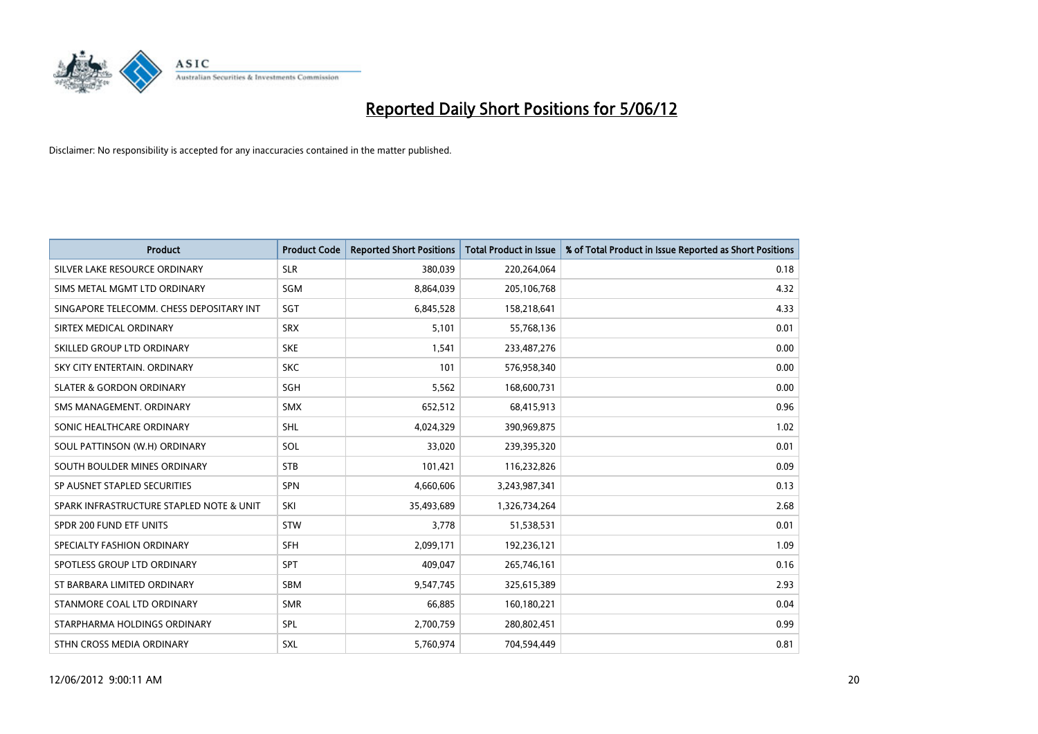# Reported Daily Short Positions for 5/06/12

Disclaimer: No responsibility is accepted for any inaccuracies contained in the matter published.

| Product | Product Code | Reported Short Positions | Total Product in Issue | % of Total Product in Issue Reported as Short Positions |
|---|---|---|---|---|
| SILVER LAKE RESOURCE ORDINARY | SLR | 380,039 | 220,264,064 | 0.18 |
| SIMS METAL MGMT LTD ORDINARY | SGM | 8,864,039 | 205,106,768 | 4.32 |
| SINGAPORE TELECOMM. CHESS DEPOSITARY INT | SGT | 6,845,528 | 158,218,641 | 4.33 |
| SIRTEX MEDICAL ORDINARY | SRX | 5,101 | 55,768,136 | 0.01 |
| SKILLED GROUP LTD ORDINARY | SKE | 1,541 | 233,487,276 | 0.00 |
| SKY CITY ENTERTAIN. ORDINARY | SKC | 101 | 576,958,340 | 0.00 |
| SLATER & GORDON ORDINARY | SGH | 5,562 | 168,600,731 | 0.00 |
| SMS MANAGEMENT. ORDINARY | SMX | 652,512 | 68,415,913 | 0.96 |
| SONIC HEALTHCARE ORDINARY | SHL | 4,024,329 | 390,969,875 | 1.02 |
| SOUL PATTINSON (W.H) ORDINARY | SOL | 33,020 | 239,395,320 | 0.01 |
| SOUTH BOULDER MINES ORDINARY | STB | 101,421 | 116,232,826 | 0.09 |
| SP AUSNET STAPLED SECURITIES | SPN | 4,660,606 | 3,243,987,341 | 0.13 |
| SPARK INFRASTRUCTURE STAPLED NOTE & UNIT | SKI | 35,493,689 | 1,326,734,264 | 2.68 |
| SPDR 200 FUND ETF UNITS | STW | 3,778 | 51,538,531 | 0.01 |
| SPECIALTY FASHION ORDINARY | SFH | 2,099,171 | 192,236,121 | 1.09 |
| SPOTLESS GROUP LTD ORDINARY | SPT | 409,047 | 265,746,161 | 0.16 |
| ST BARBARA LIMITED ORDINARY | SBM | 9,547,745 | 325,615,389 | 2.93 |
| STANMORE COAL LTD ORDINARY | SMR | 66,885 | 160,180,221 | 0.04 |
| STARPHARMA HOLDINGS ORDINARY | SPL | 2,700,759 | 280,802,451 | 0.99 |
| STHN CROSS MEDIA ORDINARY | SXL | 5,760,974 | 704,594,449 | 0.81 |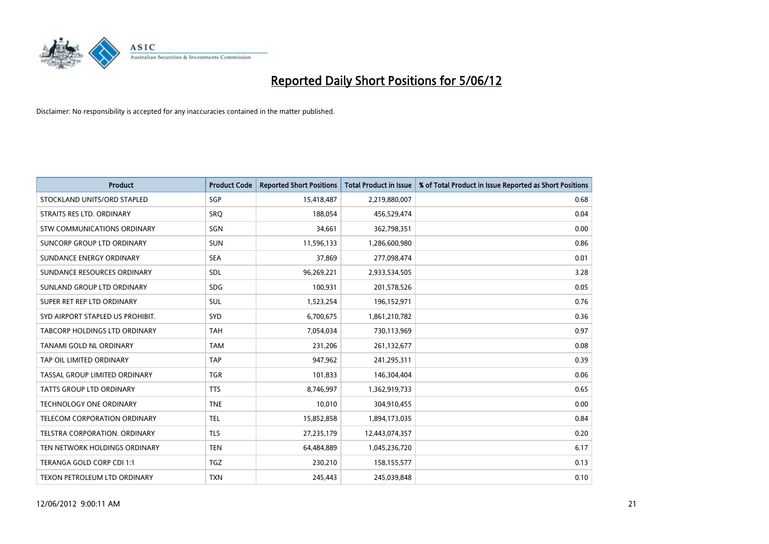# Reported Daily Short Positions for 5/06/12

Disclaimer: No responsibility is accepted for any inaccuracies contained in the matter published.

| Product | Product Code | Reported Short Positions | Total Product in Issue | % of Total Product in Issue Reported as Short Positions |
|---|---|---|---|---|
| STOCKLAND UNITS/ORD STAPLED | SGP | 15,418,487 | 2,219,880,007 | 0.68 |
| STRAITS RES LTD. ORDINARY | SRQ | 188,054 | 456,529,474 | 0.04 |
| STW COMMUNICATIONS ORDINARY | SGN | 34,661 | 362,798,351 | 0.00 |
| SUNCORP GROUP LTD ORDINARY | SUN | 11,596,133 | 1,286,600,980 | 0.86 |
| SUNDANCE ENERGY ORDINARY | SEA | 37,869 | 277,098,474 | 0.01 |
| SUNDANCE RESOURCES ORDINARY | SDL | 96,269,221 | 2,933,534,505 | 3.28 |
| SUNLAND GROUP LTD ORDINARY | SDG | 100,931 | 201,578,526 | 0.05 |
| SUPER RET REP LTD ORDINARY | SUL | 1,523,254 | 196,152,971 | 0.76 |
| SYD AIRPORT STAPLED US PROHIBIT. | SYD | 6,700,675 | 1,861,210,782 | 0.36 |
| TABCORP HOLDINGS LTD ORDINARY | TAH | 7,054,034 | 730,113,969 | 0.97 |
| TANAMI GOLD NL ORDINARY | TAM | 231,206 | 261,132,677 | 0.08 |
| TAP OIL LIMITED ORDINARY | TAP | 947,962 | 241,295,311 | 0.39 |
| TASSAL GROUP LIMITED ORDINARY | TGR | 101,833 | 146,304,404 | 0.06 |
| TATTS GROUP LTD ORDINARY | TTS | 8,746,997 | 1,362,919,733 | 0.65 |
| TECHNOLOGY ONE ORDINARY | TNE | 10,010 | 304,910,455 | 0.00 |
| TELECOM CORPORATION ORDINARY | TEL | 15,852,858 | 1,894,173,035 | 0.84 |
| TELSTRA CORPORATION. ORDINARY | TLS | 27,235,179 | 12,443,074,357 | 0.20 |
| TEN NETWORK HOLDINGS ORDINARY | TEN | 64,484,889 | 1,045,236,720 | 6.17 |
| TERANGA GOLD CORP CDI 1:1 | TGZ | 230,210 | 158,155,577 | 0.13 |
| TEXON PETROLEUM LTD ORDINARY | TXN | 245,443 | 245,039,848 | 0.10 |

12/06/2012 9:00:11 AM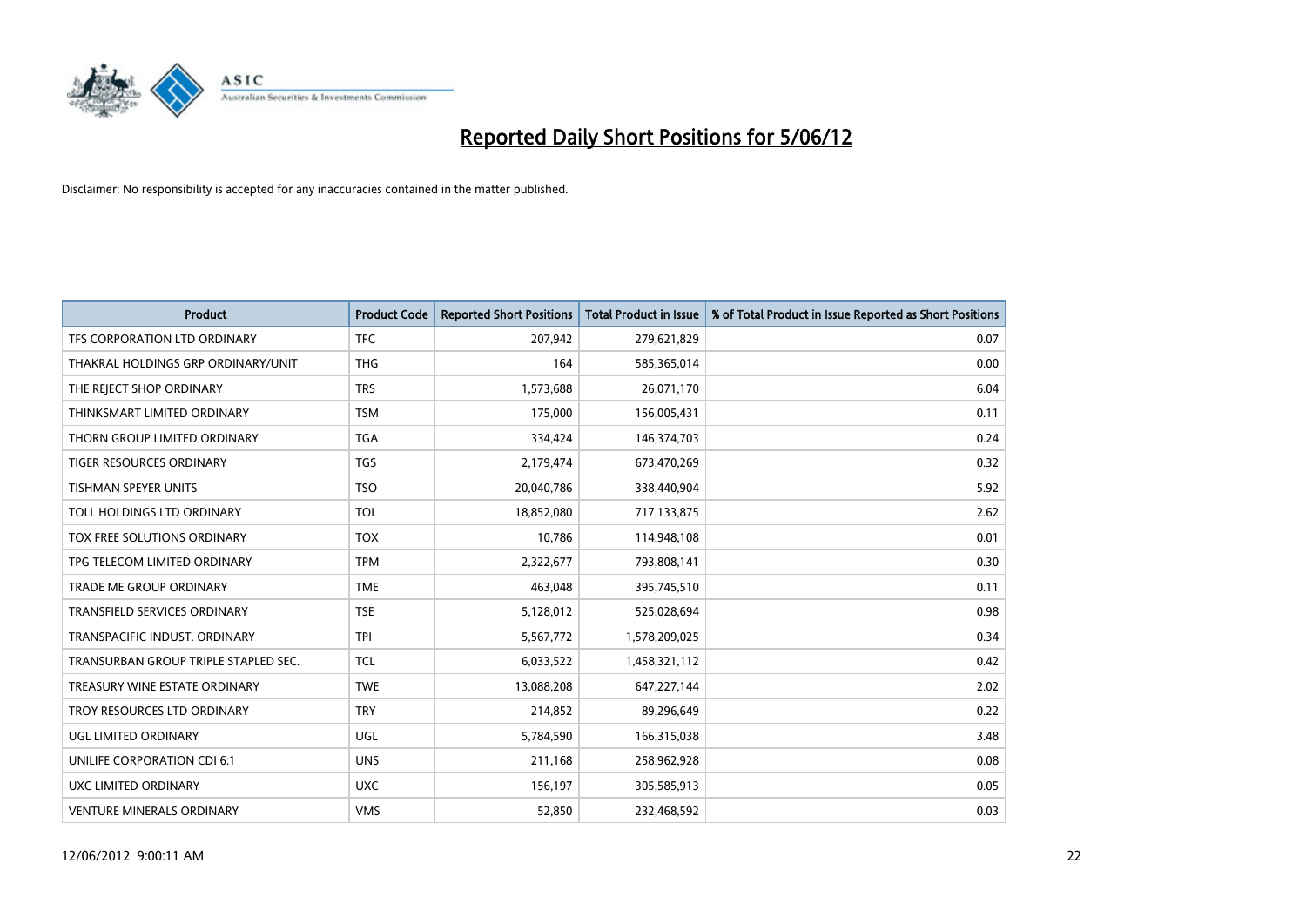# Reported Daily Short Positions for 5/06/12

Disclaimer: No responsibility is accepted for any inaccuracies contained in the matter published.

| Product | Product Code | Reported Short Positions | Total Product in Issue | % of Total Product in Issue Reported as Short Positions |
|---|---|---|---|---|
| TFS CORPORATION LTD ORDINARY | TFC | 207,942 | 279,621,829 | 0.07 |
| THAKRAL HOLDINGS GRP ORDINARY/UNIT | THG | 164 | 585,365,014 | 0.00 |
| THE REJECT SHOP ORDINARY | TRS | 1,573,688 | 26,071,170 | 6.04 |
| THINKSMART LIMITED ORDINARY | TSM | 175,000 | 156,005,431 | 0.11 |
| THORN GROUP LIMITED ORDINARY | TGA | 334,424 | 146,374,703 | 0.24 |
| TIGER RESOURCES ORDINARY | TGS | 2,179,474 | 673,470,269 | 0.32 |
| TISHMAN SPEYER UNITS | TSO | 20,040,786 | 338,440,904 | 5.92 |
| TOLL HOLDINGS LTD ORDINARY | TOL | 18,852,080 | 717,133,875 | 2.62 |
| TOX FREE SOLUTIONS ORDINARY | TOX | 10,786 | 114,948,108 | 0.01 |
| TPG TELECOM LIMITED ORDINARY | TPM | 2,322,677 | 793,808,141 | 0.30 |
| TRADE ME GROUP ORDINARY | TME | 463,048 | 395,745,510 | 0.11 |
| TRANSFIELD SERVICES ORDINARY | TSE | 5,128,012 | 525,028,694 | 0.98 |
| TRANSPACIFIC INDUST. ORDINARY | TPI | 5,567,772 | 1,578,209,025 | 0.34 |
| TRANSURBAN GROUP TRIPLE STAPLED SEC. | TCL | 6,033,522 | 1,458,321,112 | 0.42 |
| TREASURY WINE ESTATE ORDINARY | TWE | 13,088,208 | 647,227,144 | 2.02 |
| TROY RESOURCES LTD ORDINARY | TRY | 214,852 | 89,296,649 | 0.22 |
| UGL LIMITED ORDINARY | UGL | 5,784,590 | 166,315,038 | 3.48 |
| UNILIFE CORPORATION CDI 6:1 | UNS | 211,168 | 258,962,928 | 0.08 |
| UXC LIMITED ORDINARY | UXC | 156,197 | 305,585,913 | 0.05 |
| VENTURE MINERALS ORDINARY | VMS | 52,850 | 232,468,592 | 0.03 |

12/06/2012 9:00:11 AM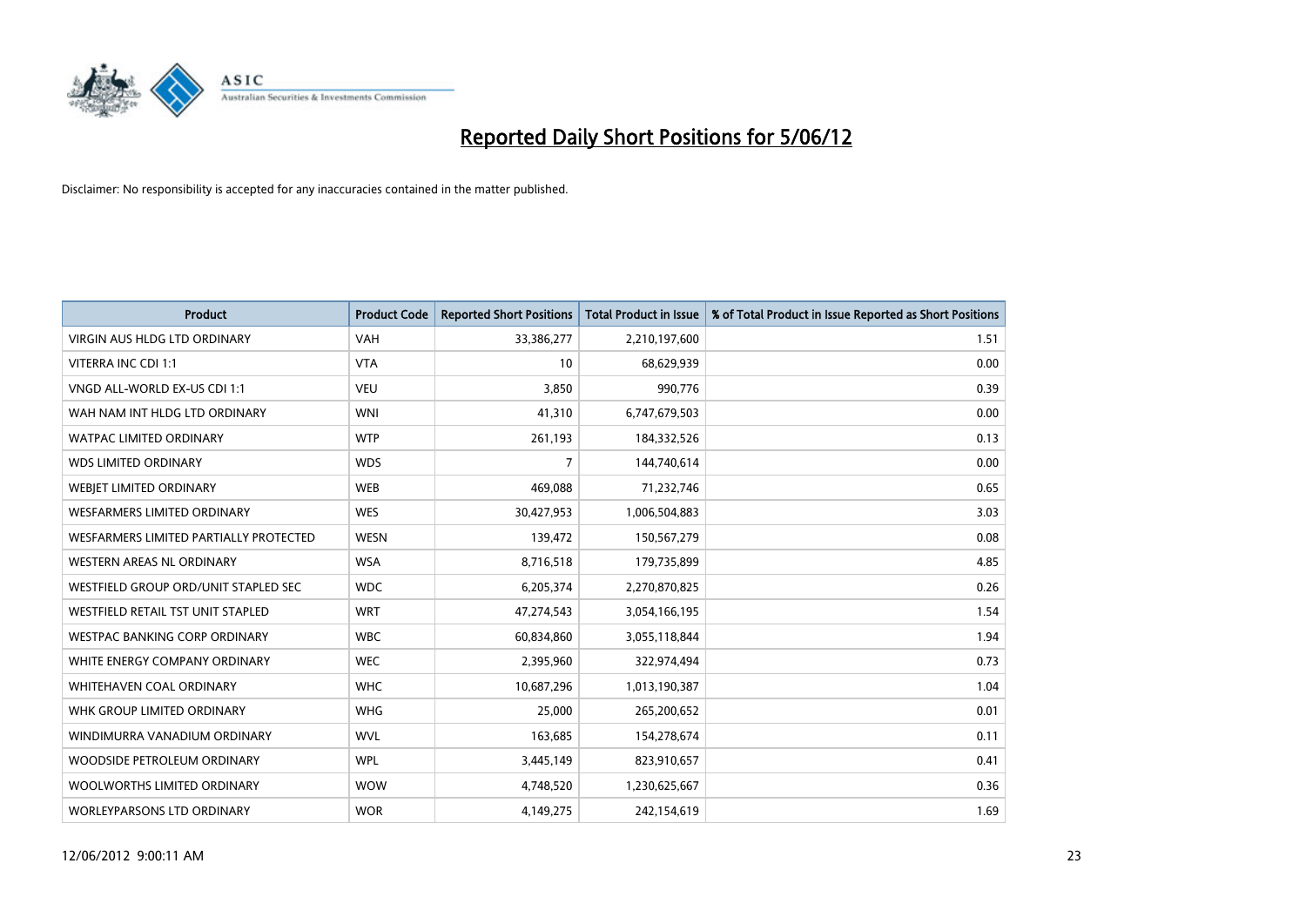# Reported Daily Short Positions for 5/06/12

Disclaimer: No responsibility is accepted for any inaccuracies contained in the matter published.

| Product | Product Code | Reported Short Positions | Total Product in Issue | % of Total Product in Issue Reported as Short Positions |
|---|---|---|---|---|
| VIRGIN AUS HLDG LTD ORDINARY | VAH | 33,386,277 | 2,210,197,600 | 1.51 |
| VITERRA INC CDI 1:1 | VTA | 10 | 68,629,939 | 0.00 |
| VNGD ALL-WORLD EX-US CDI 1:1 | VEU | 3,850 | 990,776 | 0.39 |
| WAH NAM INT HLDG LTD ORDINARY | WNI | 41,310 | 6,747,679,503 | 0.00 |
| WATPAC LIMITED ORDINARY | WTP | 261,193 | 184,332,526 | 0.13 |
| WDS LIMITED ORDINARY | WDS | 7 | 144,740,614 | 0.00 |
| WEBJET LIMITED ORDINARY | WEB | 469,088 | 71,232,746 | 0.65 |
| WESFARMERS LIMITED ORDINARY | WES | 30,427,953 | 1,006,504,883 | 3.03 |
| WESFARMERS LIMITED PARTIALLY PROTECTED | WESN | 139,472 | 150,567,279 | 0.08 |
| WESTERN AREAS NL ORDINARY | WSA | 8,716,518 | 179,735,899 | 4.85 |
| WESTFIELD GROUP ORD/UNIT STAPLED SEC | WDC | 6,205,374 | 2,270,870,825 | 0.26 |
| WESTFIELD RETAIL TST UNIT STAPLED | WRT | 47,274,543 | 3,054,166,195 | 1.54 |
| WESTPAC BANKING CORP ORDINARY | WBC | 60,834,860 | 3,055,118,844 | 1.94 |
| WHITE ENERGY COMPANY ORDINARY | WEC | 2,395,960 | 322,974,494 | 0.73 |
| WHITEHAVEN COAL ORDINARY | WHC | 10,687,296 | 1,013,190,387 | 1.04 |
| WHK GROUP LIMITED ORDINARY | WHG | 25,000 | 265,200,652 | 0.01 |
| WINDIMURRA VANADIUM ORDINARY | WVL | 163,685 | 154,278,674 | 0.11 |
| WOODSIDE PETROLEUM ORDINARY | WPL | 3,445,149 | 823,910,657 | 0.41 |
| WOOLWORTHS LIMITED ORDINARY | WOW | 4,748,520 | 1,230,625,667 | 0.36 |
| WORLEYPARSONS LTD ORDINARY | WOR | 4,149,275 | 242,154,619 | 1.69 |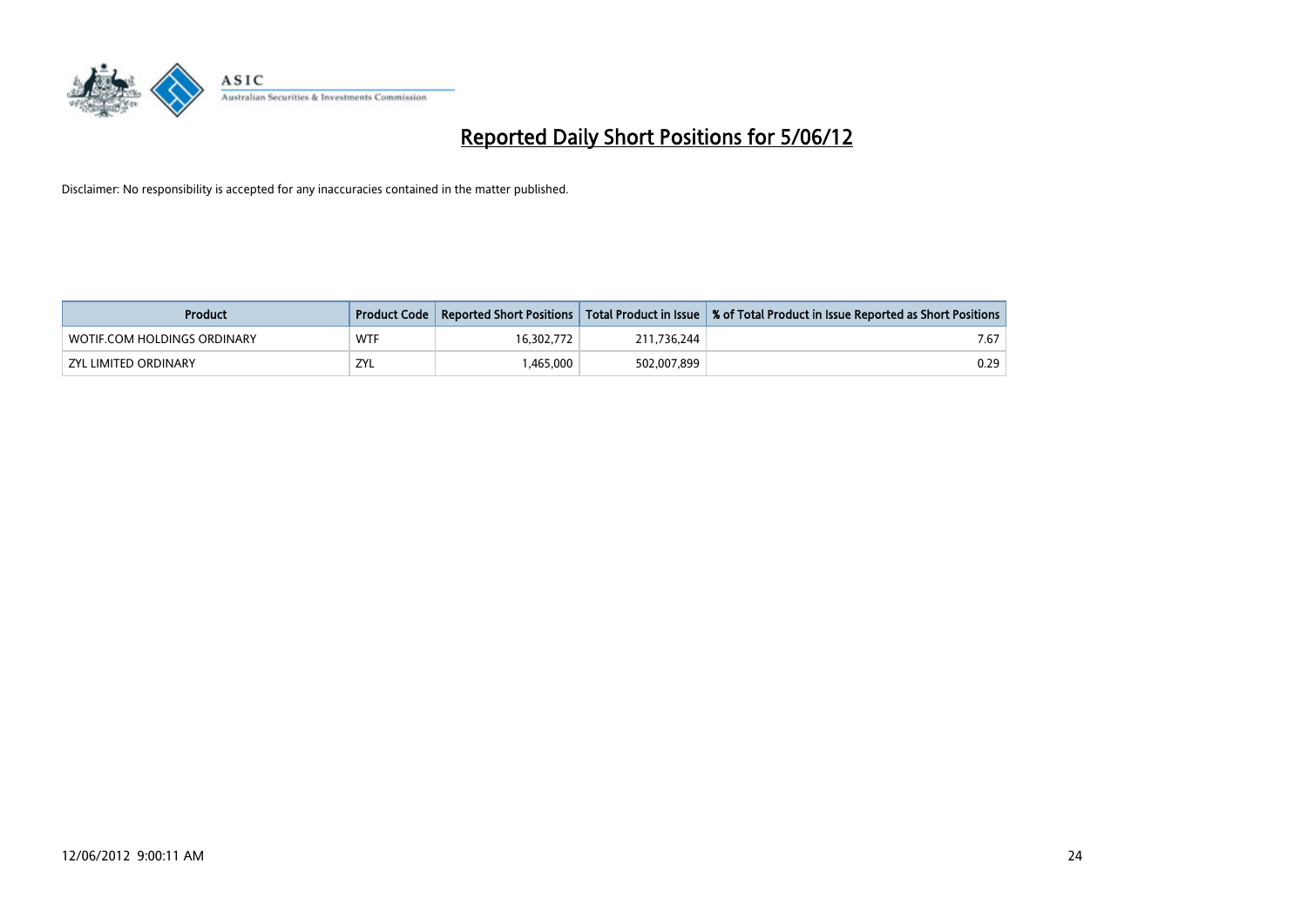# Reported Daily Short Positions for 5/06/12

Disclaimer: No responsibility is accepted for any inaccuracies contained in the matter published.

| Product | Product Code | Reported Short Positions | Total Product in Issue | % of Total Product in Issue Reported as Short Positions |
|---|---|---|---|---|
| WOTIF.COM HOLDINGS ORDINARY | WTF | 16,302,772 | 211,736,244 | 7.67 |
| ZYL LIMITED ORDINARY | ZYL | 1,465,000 | 502,007,899 | 0.29 |

12/06/2012 9:00:11 AM